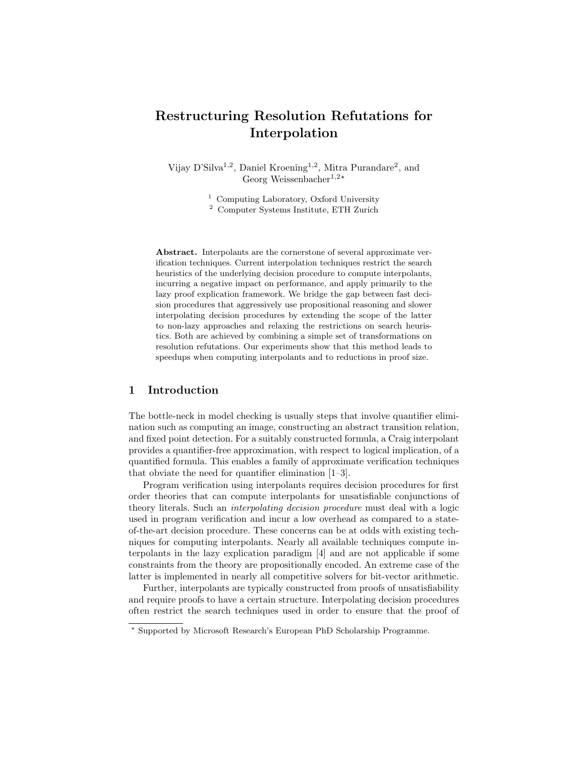# Restructuring Resolution Refutations for Interpolation

Vijay D'Silva[1,2], Daniel Kroening[1,2], Mitra Purandare[2], and Georg Weissenbacher[1,2,⋆]

[1] Computing Laboratory, Oxford University
[2] Computer Systems Institute, ETH Zurich

**Abstract.** Interpolants are the cornerstone of several approximate verification techniques. Current interpolation techniques restrict the search heuristics of the underlying decision procedure to compute interpolants, incurring a negative impact on performance, and apply primarily to the lazy proof explication framework. We bridge the gap between fast decision procedures that aggressively use propositional reasoning and slower interpolating decision procedures by extending the scope of the latter to non-lazy approaches and relaxing the restrictions on search heuristics. Both are achieved by combining a simple set of transformations on resolution refutations. Our experiments show that this method leads to speedups when computing interpolants and to reductions in proof size.

## 1 Introduction

The bottle-neck in model checking is usually steps that involve quantifier elimination such as computing an image, constructing an abstract transition relation, and fixed point detection. For a suitably constructed formula, a Craig interpolant provides a quantifier-free approximation, with respect to logical implication, of a quantified formula. This enables a family of approximate verification techniques that obviate the need for quantifier elimination [1–3].

Program verification using interpolants requires decision procedures for first order theories that can compute interpolants for unsatisfiable conjunctions of theory literals. Such an *interpolating decision procedure* must deal with a logic used in program verification and incur a low overhead as compared to a state-of-the-art decision procedure. These concerns can be at odds with existing techniques for computing interpolants. Nearly all available techniques compute interpolants in the lazy explication paradigm [4] and are not applicable if some constraints from the theory are propositionally encoded. An extreme case of the latter is implemented in nearly all competitive solvers for bit-vector arithmetic.

Further, interpolants are typically constructed from proofs of unsatisfiability and require proofs to have a certain structure. Interpolating decision procedures often restrict the search techniques used in order to ensure that the proof of

---

⋆ Supported by Microsoft Research's European PhD Scholarship Programme.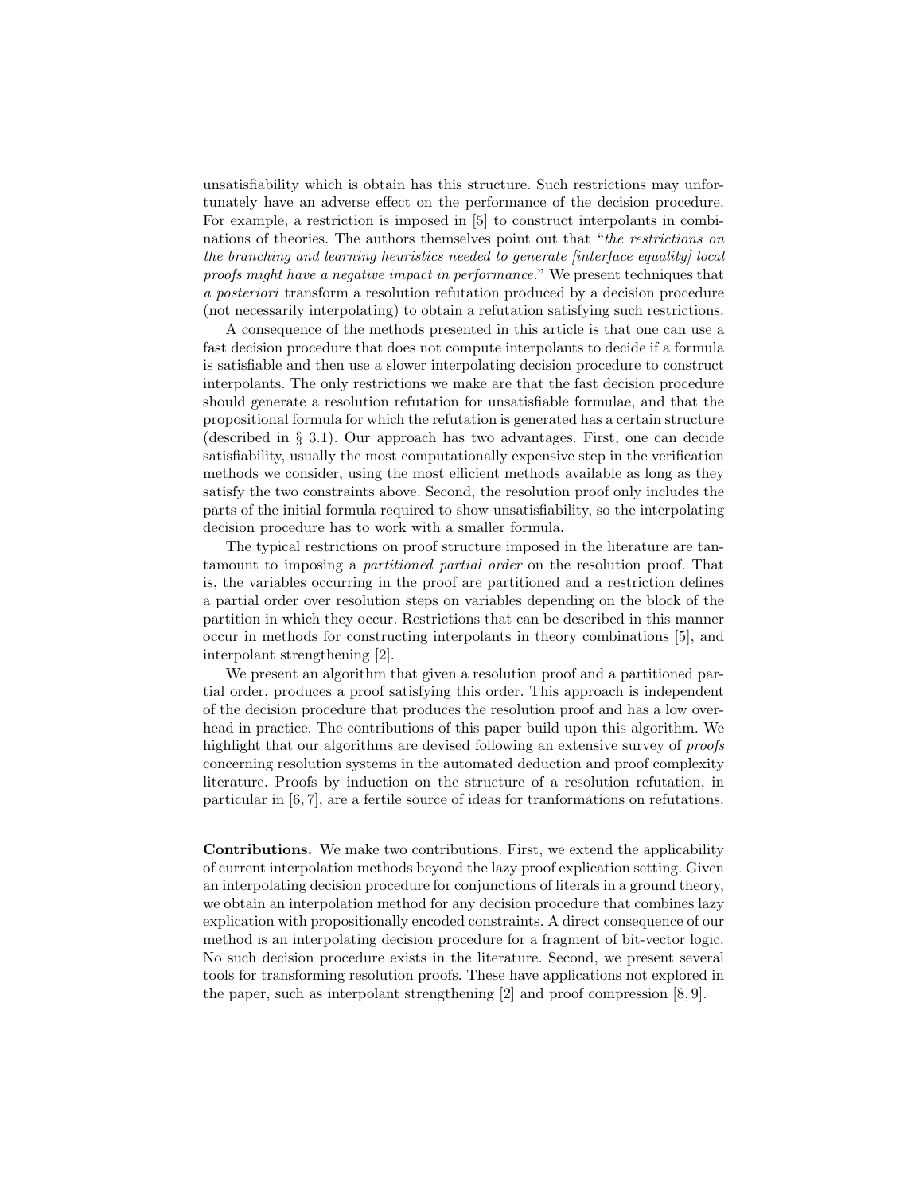unsatisfiability which is obtain has this structure. Such restrictions may unfortunately have an adverse effect on the performance of the decision procedure. For example, a restriction is imposed in [5] to construct interpolants in combinations of theories. The authors themselves point out that "*the restrictions on the branching and learning heuristics needed to generate [interface equality] local proofs might have a negative impact in performance.*" We present techniques that *a posteriori* transform a resolution refutation produced by a decision procedure (not necessarily interpolating) to obtain a refutation satisfying such restrictions.

A consequence of the methods presented in this article is that one can use a fast decision procedure that does not compute interpolants to decide if a formula is satisfiable and then use a slower interpolating decision procedure to construct interpolants. The only restrictions we make are that the fast decision procedure should generate a resolution refutation for unsatisfiable formulae, and that the propositional formula for which the refutation is generated has a certain structure (described in § 3.1). Our approach has two advantages. First, one can decide satisfiability, usually the most computationally expensive step in the verification methods we consider, using the most efficient methods available as long as they satisfy the two constraints above. Second, the resolution proof only includes the parts of the initial formula required to show unsatisfiability, so the interpolating decision procedure has to work with a smaller formula.

The typical restrictions on proof structure imposed in the literature are tantamount to imposing a *partitioned partial order* on the resolution proof. That is, the variables occurring in the proof are partitioned and a restriction defines a partial order over resolution steps on variables depending on the block of the partition in which they occur. Restrictions that can be described in this manner occur in methods for constructing interpolants in theory combinations [5], and interpolant strengthening [2].

We present an algorithm that given a resolution proof and a partitioned partial order, produces a proof satisfying this order. This approach is independent of the decision procedure that produces the resolution proof and has a low overhead in practice. The contributions of this paper build upon this algorithm. We highlight that our algorithms are devised following an extensive survey of *proofs* concerning resolution systems in the automated deduction and proof complexity literature. Proofs by induction on the structure of a resolution refutation, in particular in [6, 7], are a fertile source of ideas for tranformations on refutations.

**Contributions.** We make two contributions. First, we extend the applicability of current interpolation methods beyond the lazy proof explication setting. Given an interpolating decision procedure for conjunctions of literals in a ground theory, we obtain an interpolation method for any decision procedure that combines lazy explication with propositionally encoded constraints. A direct consequence of our method is an interpolating decision procedure for a fragment of bit-vector logic. No such decision procedure exists in the literature. Second, we present several tools for transforming resolution proofs. These have applications not explored in the paper, such as interpolant strengthening [2] and proof compression [8, 9].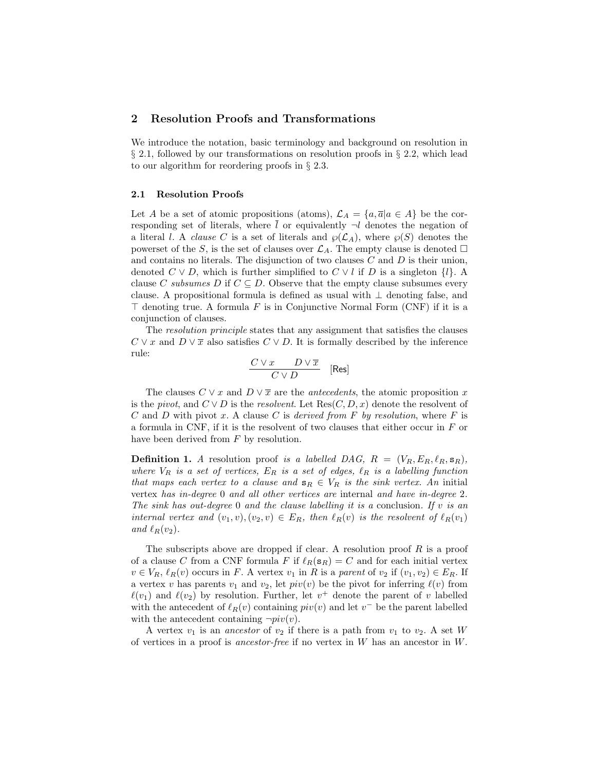## 2 Resolution Proofs and Transformations

We introduce the notation, basic terminology and background on resolution in § 2.1, followed by our transformations on resolution proofs in § 2.2, which lead to our algorithm for reordering proofs in § 2.3.

### 2.1 Resolution Proofs

Let $A$ be a set of atomic propositions (atoms), $\mathcal{L}_A = \{a, \overline{a} | a \in A\}$ be the corresponding set of literals, where $\overline{l}$ or equivalently $\neg l$ denotes the negation of a literal $l$. A *clause* $C$ is a set of literals and $\wp(\mathcal{L}_A)$, where $\wp(S)$ denotes the powerset of the $S$, is the set of clauses over $\mathcal{L}_A$. The empty clause is denoted $\Box$ and contains no literals. The disjunction of two clauses $C$ and $D$ is their union, denoted $C \vee D$, which is further simplified to $C \vee l$ if $D$ is a singleton $\{l\}$. A clause $C$ *subsumes* $D$ if $C \subseteq D$. Observe that the empty clause subsumes every clause. A propositional formula is defined as usual with $\bot$ denoting false, and $\top$ denoting true. A formula $F$ is in Conjunctive Normal Form (CNF) if it is a conjunction of clauses.

The *resolution principle* states that any assignment that satisfies the clauses $C \vee x$ and $D \vee \overline{x}$ also satisfies $C \vee D$. It is formally described by the inference rule:

$$\frac{C \vee x \qquad D \vee \overline{x}}{C \vee D} \quad [\mathsf{Res}]$$

The clauses $C \vee x$ and $D \vee \overline{x}$ are the *antecedents*, the atomic proposition $x$ is the *pivot*, and $C \vee D$ is the *resolvent*. Let $\mathrm{Res}(C, D, x)$ denote the resolvent of $C$ and $D$ with pivot $x$. A clause $C$ is *derived from $F$ by resolution*, where $F$ is a formula in CNF, if it is the resolvent of two clauses that either occur in $F$ or have been derived from $F$ by resolution.

**Definition 1.** *A* resolution proof *is a labelled DAG, $R = (V_R, E_R, \ell_R, \mathsf{s}_R)$, where $V_R$ is a set of vertices, $E_R$ is a set of edges, $\ell_R$ is a labelling function that maps each vertex to a clause and $\mathsf{s}_R \in V_R$ is the sink vertex. An* initial *vertex has in-degree 0 and all other vertices are* internal *and have in-degree 2. The sink has out-degree 0 and the clause labelling it is a* conclusion. *If $v$ is an internal vertex and $(v_1, v), (v_2, v) \in E_R$, then $\ell_R(v)$ is the resolvent of $\ell_R(v_1)$ and $\ell_R(v_2)$.*

The subscripts above are dropped if clear. A resolution proof $R$ is a proof of a clause $C$ from a CNF formula $F$ if $\ell_R(\mathsf{s}_R) = C$ and for each initial vertex $v \in V_R$, $\ell_R(v)$ occurs in $F$. A vertex $v_1$ in $R$ is a *parent* of $v_2$ if $(v_1, v_2) \in E_R$. If a vertex $v$ has parents $v_1$ and $v_2$, let $piv(v)$ be the pivot for inferring $\ell(v)$ from $\ell(v_1)$ and $\ell(v_2)$ by resolution. Further, let $v^+$ denote the parent of $v$ labelled with the antecedent of $\ell_R(v)$ containing $piv(v)$ and let $v^-$ be the parent labelled with the antecedent containing $\neg piv(v)$.

A vertex $v_1$ is an *ancestor* of $v_2$ if there is a path from $v_1$ to $v_2$. A set $W$ of vertices in a proof is *ancestor-free* if no vertex in $W$ has an ancestor in $W$.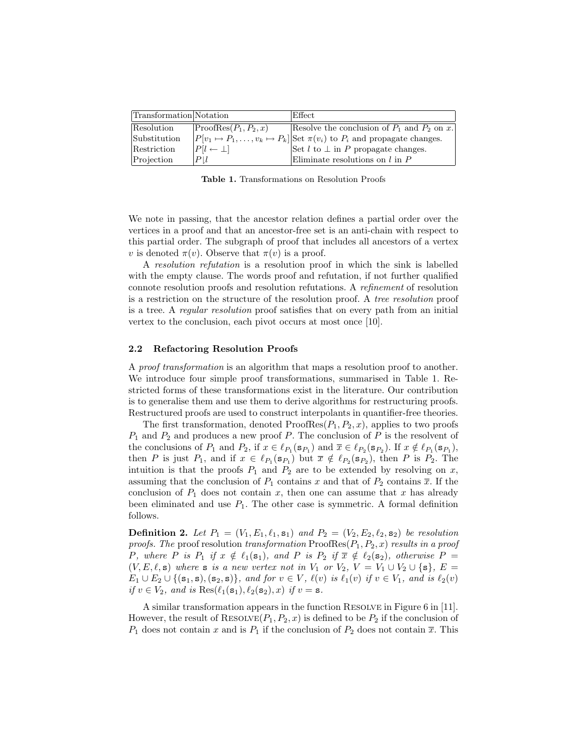| Transformation | Notation | Effect |
|---|---|---|
| Resolution | $\text{ProofRes}(P_1, P_2, x)$ | Resolve the conclusion of $P_1$ and $P_2$ on $x$. |
| Substitution | $P[v_1 \mapsto P_1, \ldots, v_k \mapsto P_k]$ | Set $\pi(v_i)$ to $P_i$ and propagate changes. |
| Restriction | $P[l \leftarrow \bot]$ | Set $l$ to $\bot$ in $P$ propagate changes. |
| Projection | $P{\downharpoonright}l$ | Eliminate resolutions on $l$ in $P$ |

**Table 1.** Transformations on Resolution Proofs

We note in passing, that the ancestor relation defines a partial order over the vertices in a proof and that an ancestor-free set is an anti-chain with respect to this partial order. The subgraph of proof that includes all ancestors of a vertex $v$ is denoted $\pi(v)$. Observe that $\pi(v)$ is a proof.

A *resolution refutation* is a resolution proof in which the sink is labelled with the empty clause. The words proof and refutation, if not further qualified connote resolution proofs and resolution refutations. A *refinement* of resolution is a restriction on the structure of the resolution proof. A *tree resolution* proof is a tree. A *regular resolution* proof satisfies that on every path from an initial vertex to the conclusion, each pivot occurs at most once [10].

### 2.2 Refactoring Resolution Proofs

A *proof transformation* is an algorithm that maps a resolution proof to another. We introduce four simple proof transformations, summarised in Table 1. Restricted forms of these transformations exist in the literature. Our contribution is to generalise them and use them to derive algorithms for restructuring proofs. Restructured proofs are used to construct interpolants in quantifier-free theories.

The first transformation, denoted $\text{ProofRes}(P_1, P_2, x)$, applies to two proofs $P_1$ and $P_2$ and produces a new proof $P$. The conclusion of $P$ is the resolvent of the conclusions of $P_1$ and $P_2$, if $x \in \ell_{P_1}(\mathtt{s}_{P_1})$ and $\overline{x} \in \ell_{P_2}(\mathtt{s}_{P_2})$. If $x \notin \ell_{P_1}(\mathtt{s}_{P_1})$, then $P$ is just $P_1$, and if $x \in \ell_{P_1}(\mathtt{s}_{P_1})$ but $\overline{x} \notin \ell_{P_2}(\mathtt{s}_{P_2})$, then $P$ is $P_2$. The intuition is that the proofs $P_1$ and $P_2$ are to be extended by resolving on $x$, assuming that the conclusion of $P_1$ contains $x$ and that of $P_2$ contains $\overline{x}$. If the conclusion of $P_1$ does not contain $x$, then one can assume that $x$ has already been eliminated and use $P_1$. The other case is symmetric. A formal definition follows.

**Definition 2.** *Let $P_1 = (V_1, E_1, \ell_1, \mathtt{s}_1)$ and $P_2 = (V_2, E_2, \ell_2, \mathtt{s}_2)$ be resolution proofs. The* proof resolution *transformation* $\text{ProofRes}(P_1, P_2, x)$ *results in a proof $P$, where $P$ is $P_1$ if $x \notin \ell_1(\mathtt{s}_1)$, and $P$ is $P_2$ if $\overline{x} \notin \ell_2(\mathtt{s}_2)$, otherwise $P = (V, E, \ell, \mathtt{s})$ where $\mathtt{s}$ is a new vertex not in $V_1$ or $V_2$, $V = V_1 \cup V_2 \cup \{\mathtt{s}\}$, $E = E_1 \cup E_2 \cup \{(\mathtt{s}_1, \mathtt{s}), (\mathtt{s}_2, \mathtt{s})\}$, and for $v \in V$, $\ell(v)$ is $\ell_1(v)$ if $v \in V_1$, and is $\ell_2(v)$ if $v \in V_2$, and is $\text{Res}(\ell_1(\mathtt{s}_1), \ell_2(\mathtt{s}_2), x)$ if $v = \mathtt{s}$.*

A similar transformation appears in the function Resolve in Figure 6 in [11]. However, the result of $\text{Resolve}(P_1, P_2, x)$ is defined to be $P_2$ if the conclusion of $P_1$ does not contain $x$ and is $P_1$ if the conclusion of $P_2$ does not contain $\overline{x}$. This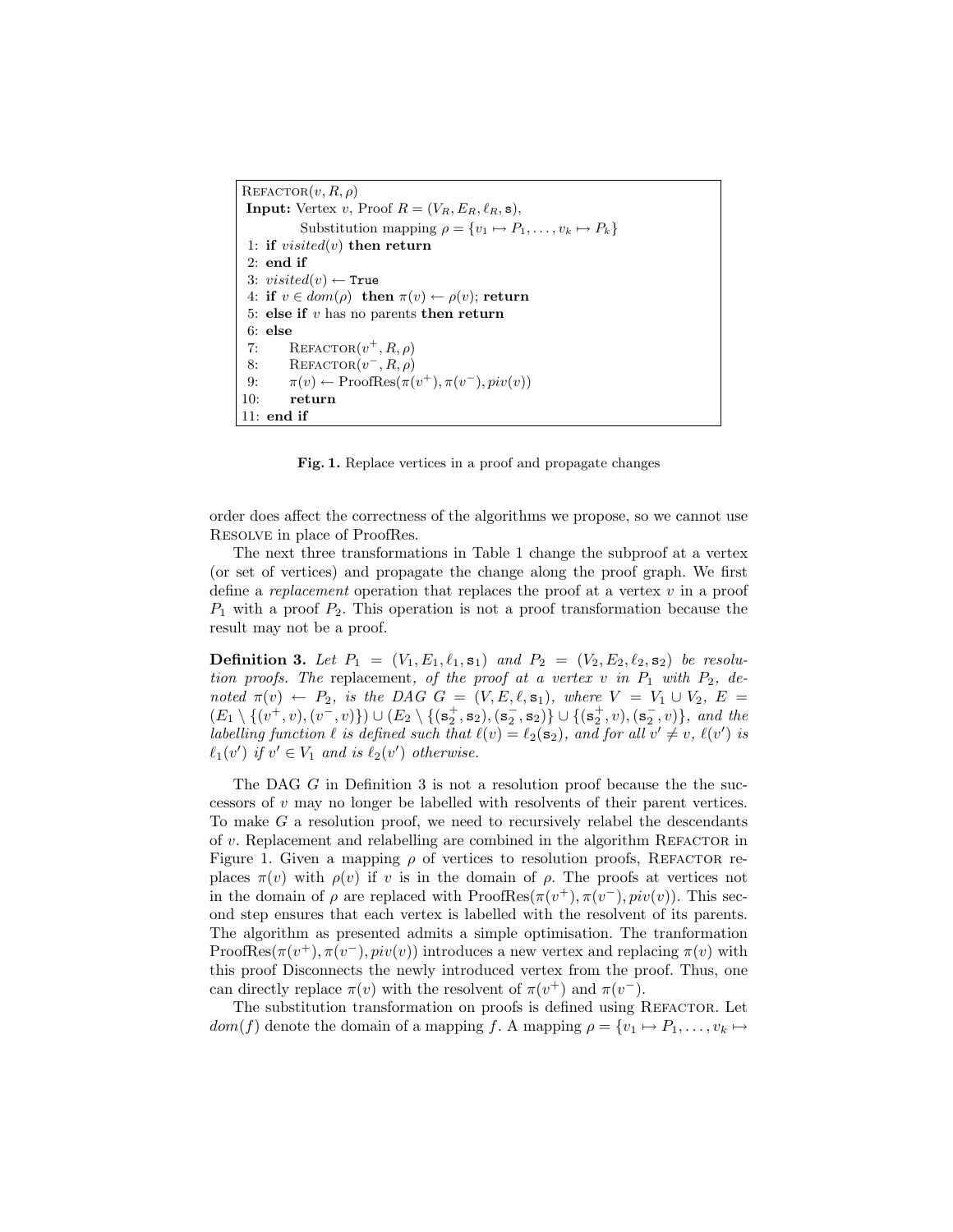```
REFACTOR(v, R, ρ)
Input: Vertex v, Proof R = (V_R, E_R, ℓ_R, s),
         Substitution mapping ρ = {v_1 ↦ P_1, ..., v_k ↦ P_k}
 1: if visited(v) then return
 2: end if
 3: visited(v) ← True
 4: if v ∈ dom(ρ)  then π(v) ← ρ(v); return
 5: else if v has no parents then return
 6: else
 7:     REFACTOR(v⁺, R, ρ)
 8:     REFACTOR(v⁻, R, ρ)
 9:     π(v) ← ProofRes(π(v⁺), π(v⁻), piv(v))
10:     return
11: end if
```

**Fig. 1.** Replace vertices in a proof and propagate changes

order does affect the correctness of the algorithms we propose, so we cannot use Resolve in place of ProofRes.

The next three transformations in Table 1 change the subproof at a vertex (or set of vertices) and propagate the change along the proof graph. We first define a *replacement* operation that replaces the proof at a vertex $v$ in a proof $P_1$ with a proof $P_2$. This operation is not a proof transformation because the result may not be a proof.

**Definition 3.** *Let $P_1 = (V_1, E_1, \ell_1, \mathtt{s}_1)$ and $P_2 = (V_2, E_2, \ell_2, \mathtt{s}_2)$ be resolution proofs. The* replacement*, of the proof at a vertex $v$ in $P_1$ with $P_2$, denoted $\pi(v) \leftarrow P_2$, is the DAG $G = (V, E, \ell, \mathtt{s}_1)$, where $V = V_1 \cup V_2$, $E = (E_1 \setminus \{(v^+, v), (v^-, v)\}) \cup (E_2 \setminus \{(\mathtt{s}_2^+, \mathtt{s}_2), (\mathtt{s}_2^-, \mathtt{s}_2)\} \cup \{(\mathtt{s}_2^+, v), (\mathtt{s}_2^-, v)\}$, and the labelling function $\ell$ is defined such that $\ell(v) = \ell_2(\mathtt{s}_2)$, and for all $v' \neq v$, $\ell(v')$ is $\ell_1(v')$ if $v' \in V_1$ and is $\ell_2(v')$ otherwise.*

The DAG $G$ in Definition 3 is not a resolution proof because the the successors of $v$ may no longer be labelled with resolvents of their parent vertices. To make $G$ a resolution proof, we need to recursively relabel the descendants of $v$. Replacement and relabelling are combined in the algorithm Refactor in Figure 1. Given a mapping $\rho$ of vertices to resolution proofs, Refactor replaces $\pi(v)$ with $\rho(v)$ if $v$ is in the domain of $\rho$. The proofs at vertices not in the domain of $\rho$ are replaced with ProofRes$(\pi(v^+), \pi(v^-), piv(v))$. This second step ensures that each vertex is labelled with the resolvent of its parents. The algorithm as presented admits a simple optimisation. The tranformation ProofRes$(\pi(v^+), \pi(v^-), piv(v))$ introduces a new vertex and replacing $\pi(v)$ with this proof Disconnects the newly introduced vertex from the proof. Thus, one can directly replace $\pi(v)$ with the resolvent of $\pi(v^+)$ and $\pi(v^-)$.

The substitution transformation on proofs is defined using Refactor. Let $dom(f)$ denote the domain of a mapping $f$. A mapping $\rho = \{v_1 \mapsto P_1, \ldots, v_k \mapsto$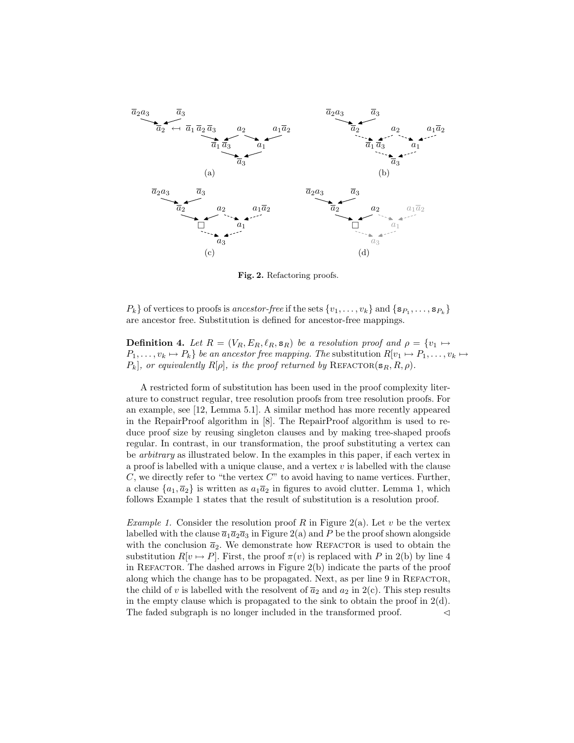Fig. 2. Refactoring proofs.

$P_k\}$ of vertices to proofs is *ancestor-free* if the sets $\{v_1, \ldots, v_k\}$ and $\{\mathtt{s}_{P_1}, \ldots, \mathtt{s}_{P_k}\}$ are ancestor free. Substitution is defined for ancestor-free mappings.

**Definition 4.** *Let $R = (V_R, E_R, \ell_R, \mathtt{s}_R)$ be a resolution proof and $\rho = \{v_1 \mapsto P_1, \ldots, v_k \mapsto P_k\}$ be an ancestor free mapping. The* substitution *$R[v_1 \mapsto P_1, \ldots, v_k \mapsto P_k]$, or equivalently $R[\rho]$, is the proof returned by* Refactor$(\mathtt{s}_R, R, \rho)$.

A restricted form of substitution has been used in the proof complexity literature to construct regular, tree resolution proofs from tree resolution proofs. For an example, see [12, Lemma 5.1]. A similar method has more recently appeared in the RepairProof algorithm in [8]. The RepairProof algorithm is used to reduce proof size by reusing singleton clauses and by making tree-shaped proofs regular. In contrast, in our transformation, the proof substituting a vertex can be *arbitrary* as illustrated below. In the examples in this paper, if each vertex in a proof is labelled with a unique clause, and a vertex $v$ is labelled with the clause $C$, we directly refer to "the vertex $C$" to avoid having to name vertices. Further, a clause $\{a_1, \overline{a}_2\}$ is written as $a_1\overline{a}_2$ in figures to avoid clutter. Lemma 1, which follows Example 1 states that the result of substitution is a resolution proof.

*Example 1.* Consider the resolution proof $R$ in Figure 2(a). Let $v$ be the vertex labelled with the clause $\overline{a}_1\overline{a}_2\overline{a}_3$ in Figure 2(a) and $P$ be the proof shown alongside with the conclusion $\overline{a}_2$. We demonstrate how Refactor is used to obtain the substitution $R[v \mapsto P]$. First, the proof $\pi(v)$ is replaced with $P$ in 2(b) by line 4 in Refactor. The dashed arrows in Figure 2(b) indicate the parts of the proof along which the change has to be propagated. Next, as per line 9 in Refactor, the child of $v$ is labelled with the resolvent of $\overline{a}_2$ and $a_2$ in 2(c). This step results in the empty clause which is propagated to the sink to obtain the proof in 2(d). The faded subgraph is no longer included in the transformed proof. $\triangleleft$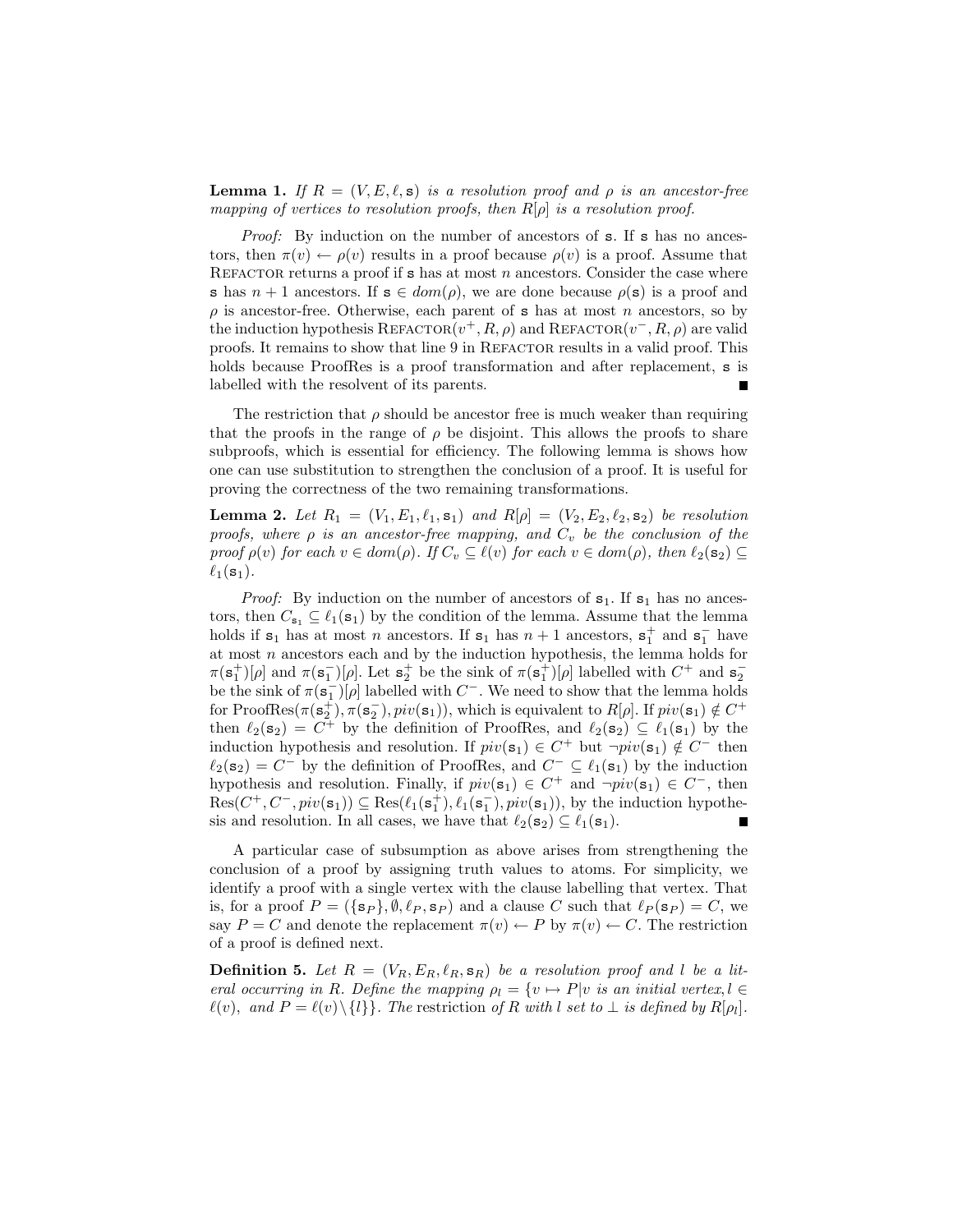**Lemma 1.** *If $R = (V, E, \ell, \mathtt{s})$ is a resolution proof and $\rho$ is an ancestor-free mapping of vertices to resolution proofs, then $R[\rho]$ is a resolution proof.*

*Proof:* By induction on the number of ancestors of $\mathtt{s}$. If $\mathtt{s}$ has no ancestors, then $\pi(v) \leftarrow \rho(v)$ results in a proof because $\rho(v)$ is a proof. Assume that Refactor returns a proof if $\mathtt{s}$ has at most $n$ ancestors. Consider the case where $\mathtt{s}$ has $n+1$ ancestors. If $\mathtt{s} \in dom(\rho)$, we are done because $\rho(\mathtt{s})$ is a proof and $\rho$ is ancestor-free. Otherwise, each parent of $\mathtt{s}$ has at most $n$ ancestors, so by the induction hypothesis Refactor$(v^+, R, \rho)$ and Refactor$(v^-, R, \rho)$ are valid proofs. It remains to show that line 9 in Refactor results in a valid proof. This holds because ProofRes is a proof transformation and after replacement, $\mathtt{s}$ is labelled with the resolvent of its parents. ∎

The restriction that $\rho$ should be ancestor free is much weaker than requiring that the proofs in the range of $\rho$ be disjoint. This allows the proofs to share subproofs, which is essential for efficiency. The following lemma is shows how one can use substitution to strengthen the conclusion of a proof. It is useful for proving the correctness of the two remaining transformations.

**Lemma 2.** *Let $R_1 = (V_1, E_1, \ell_1, \mathtt{s}_1)$ and $R[\rho] = (V_2, E_2, \ell_2, \mathtt{s}_2)$ be resolution proofs, where $\rho$ is an ancestor-free mapping, and $C_v$ be the conclusion of the proof $\rho(v)$ for each $v \in dom(\rho)$. If $C_v \subseteq \ell(v)$ for each $v \in dom(\rho)$, then $\ell_2(\mathtt{s}_2) \subseteq \ell_1(\mathtt{s}_1)$.*

*Proof:* By induction on the number of ancestors of $\mathtt{s}_1$. If $\mathtt{s}_1$ has no ancestors, then $C_{\mathtt{s}_1} \subseteq \ell_1(\mathtt{s}_1)$ by the condition of the lemma. Assume that the lemma holds if $\mathtt{s}_1$ has at most $n$ ancestors. If $\mathtt{s}_1$ has $n+1$ ancestors, $\mathtt{s}_1^+$ and $\mathtt{s}_1^-$ have at most $n$ ancestors each and by the induction hypothesis, the lemma holds for $\pi(\mathtt{s}_1^+)[\rho]$ and $\pi(\mathtt{s}_1^-)[\rho]$. Let $\mathtt{s}_2^+$ be the sink of $\pi(\mathtt{s}_1^+)[\rho]$ labelled with $C^+$ and $\mathtt{s}_2^-$ be the sink of $\pi(\mathtt{s}_1^-)[\rho]$ labelled with $C^-$. We need to show that the lemma holds for ProofRes$(\pi(\mathtt{s}_2^+), \pi(\mathtt{s}_2^-), piv(\mathtt{s}_1))$, which is equivalent to $R[\rho]$. If $piv(\mathtt{s}_1) \notin C^+$ then $\ell_2(\mathtt{s}_2) = C^+$ by the definition of ProofRes, and $\ell_2(\mathtt{s}_2) \subseteq \ell_1(\mathtt{s}_1)$ by the induction hypothesis and resolution. If $piv(\mathtt{s}_1) \in C^+$ but $\neg piv(\mathtt{s}_1) \notin C^-$ then $\ell_2(\mathtt{s}_2) = C^-$ by the definition of ProofRes, and $C^- \subseteq \ell_1(\mathtt{s}_1)$ by the induction hypothesis and resolution. Finally, if $piv(\mathtt{s}_1) \in C^+$ and $\neg piv(\mathtt{s}_1) \in C^-$, then $\text{Res}(C^+, C^-, piv(\mathtt{s}_1)) \subseteq \text{Res}(\ell_1(\mathtt{s}_1^+), \ell_1(\mathtt{s}_1^-), piv(\mathtt{s}_1))$, by the induction hypothesis and resolution. In all cases, we have that $\ell_2(\mathtt{s}_2) \subseteq \ell_1(\mathtt{s}_1)$. ∎

A particular case of subsumption as above arises from strengthening the conclusion of a proof by assigning truth values to atoms. For simplicity, we identify a proof with a single vertex with the clause labelling that vertex. That is, for a proof $P = (\{\mathtt{s}_P\}, \emptyset, \ell_P, \mathtt{s}_P)$ and a clause $C$ such that $\ell_P(\mathtt{s}_P) = C$, we say $P = C$ and denote the replacement $\pi(v) \leftarrow P$ by $\pi(v) \leftarrow C$. The restriction of a proof is defined next.

**Definition 5.** *Let $R = (V_R, E_R, \ell_R, \mathtt{s}_R)$ be a resolution proof and $l$ be a literal occurring in $R$. Define the mapping $\rho_l = \{v \mapsto P | v$ is an initial vertex, $l \in \ell(v)$, and $P = \ell(v) \setminus \{l\}\}$. The* restriction *of $R$ with $l$ set to $\bot$ is defined by $R[\rho_l]$.*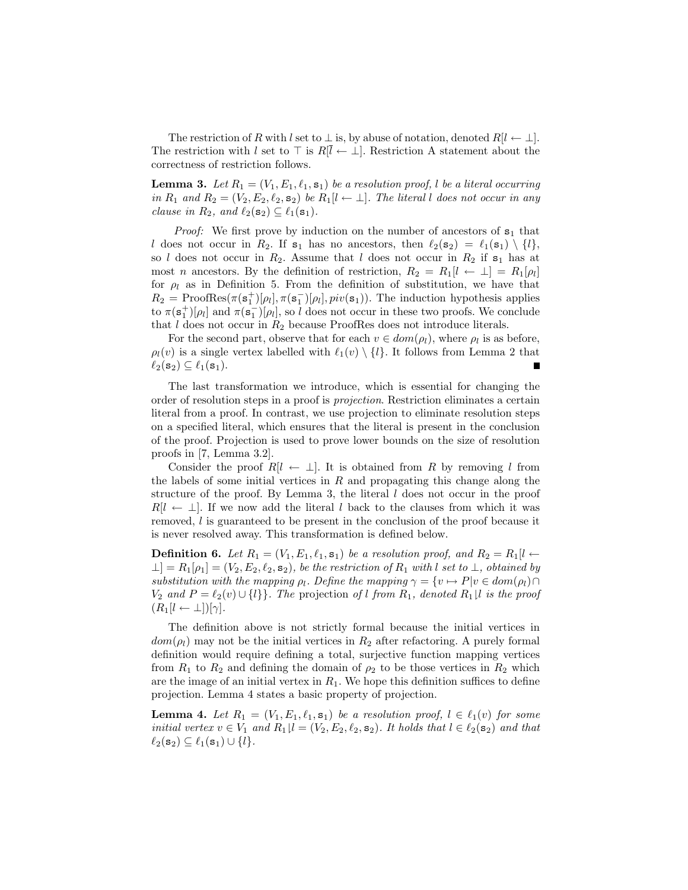The restriction of $R$ with $l$ set to $\bot$ is, by abuse of notation, denoted $R[l \leftarrow \bot]$. The restriction with $l$ set to $\top$ is $R[\bar{l} \leftarrow \bot]$. Restriction A statement about the correctness of restriction follows.

**Lemma 3.** *Let $R_1 = (V_1, E_1, \ell_1, \mathtt{s}_1)$ be a resolution proof, $l$ be a literal occurring in $R_1$ and $R_2 = (V_2, E_2, \ell_2, \mathtt{s}_2)$ be $R_1[l \leftarrow \bot]$. The literal $l$ does not occur in any clause in $R_2$, and $\ell_2(\mathtt{s}_2) \subseteq \ell_1(\mathtt{s}_1)$.*

*Proof:* We first prove by induction on the number of ancestors of $\mathtt{s}_1$ that $l$ does not occur in $R_2$. If $\mathtt{s}_1$ has no ancestors, then $\ell_2(\mathtt{s}_2) = \ell_1(\mathtt{s}_1) \setminus \{l\}$, so $l$ does not occur in $R_2$. Assume that $l$ does not occur in $R_2$ if $\mathtt{s}_1$ has at most $n$ ancestors. By the definition of restriction, $R_2 = R_1[l \leftarrow \bot] = R_1[\rho_l]$ for $\rho_l$ as in Definition 5. From the definition of substitution, we have that $R_2 = \text{ProofRes}(\pi(\mathtt{s}_1^+)[\rho_l], \pi(\mathtt{s}_1^-)[\rho_l], piv(\mathtt{s}_1))$. The induction hypothesis applies to $\pi(\mathtt{s}_1^+)[\rho_l]$ and $\pi(\mathtt{s}_1^-)[\rho_l]$, so $l$ does not occur in these two proofs. We conclude that $l$ does not occur in $R_2$ because ProofRes does not introduce literals.

For the second part, observe that for each $v \in dom(\rho_l)$, where $\rho_l$ is as before, $\rho_l(v)$ is a single vertex labelled with $\ell_1(v) \setminus \{l\}$. It follows from Lemma 2 that $\ell_2(\mathtt{s}_2) \subseteq \ell_1(\mathtt{s}_1)$. ∎

The last transformation we introduce, which is essential for changing the order of resolution steps in a proof is *projection*. Restriction eliminates a certain literal from a proof. In contrast, we use projection to eliminate resolution steps on a specified literal, which ensures that the literal is present in the conclusion of the proof. Projection is used to prove lower bounds on the size of resolution proofs in [7, Lemma 3.2].

Consider the proof $R[l \leftarrow \bot]$. It is obtained from $R$ by removing $l$ from the labels of some initial vertices in $R$ and propagating this change along the structure of the proof. By Lemma 3, the literal $l$ does not occur in the proof $R[l \leftarrow \bot]$. If we now add the literal $l$ back to the clauses from which it was removed, $l$ is guaranteed to be present in the conclusion of the proof because it is never resolved away. This transformation is defined below.

**Definition 6.** *Let $R_1 = (V_1, E_1, \ell_1, \mathtt{s}_1)$ be a resolution proof, and $R_2 = R_1[l \leftarrow \bot] = R_1[\rho_1] = (V_2, E_2, \ell_2, \mathtt{s}_2)$, be the restriction of $R_1$ with $l$ set to $\bot$, obtained by substitution with the mapping $\rho_l$. Define the mapping $\gamma = \{v \mapsto P | v \in dom(\rho_l) \cap V_2 \text{ and } P = \ell_2(v) \cup \{l\}\}$. The* projection *of $l$ from $R_1$, denoted $R_1 \lfloor l$ is the proof $(R_1[l \leftarrow \bot])[\gamma]$.*

The definition above is not strictly formal because the initial vertices in $dom(\rho_l)$ may not be the initial vertices in $R_2$ after refactoring. A purely formal definition would require defining a total, surjective function mapping vertices from $R_1$ to $R_2$ and defining the domain of $\rho_2$ to be those vertices in $R_2$ which are the image of an initial vertex in $R_1$. We hope this definition suffices to define projection. Lemma 4 states a basic property of projection.

**Lemma 4.** *Let $R_1 = (V_1, E_1, \ell_1, \mathtt{s}_1)$ be a resolution proof, $l \in \ell_1(v)$ for some initial vertex $v \in V_1$ and $R_1 \lfloor l = (V_2, E_2, \ell_2, \mathtt{s}_2)$. It holds that $l \in \ell_2(\mathtt{s}_2)$ and that $\ell_2(\mathtt{s}_2) \subseteq \ell_1(\mathtt{s}_1) \cup \{l\}$.*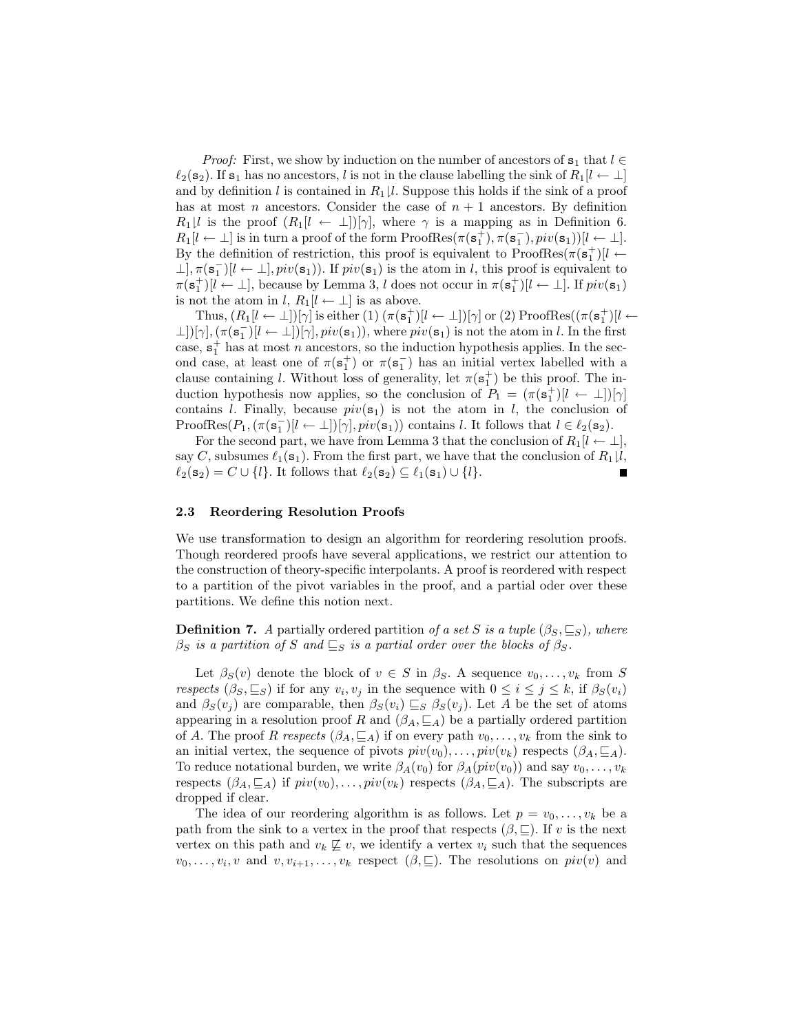*Proof:* First, we show by induction on the number of ancestors of $\mathtt{s}_1$ that $l \in \ell_2(\mathtt{s}_2)$. If $\mathtt{s}_1$ has no ancestors, $l$ is not in the clause labelling the sink of $R_1[l \leftarrow \bot]$ and by definition $l$ is contained in $R_1 \lfloor l$. Suppose this holds if the sink of a proof has at most $n$ ancestors. Consider the case of $n+1$ ancestors. By definition $R_1 \lfloor l$ is the proof $(R_1[l \leftarrow \bot])[\gamma]$, where $\gamma$ is a mapping as in Definition 6. $R_1[l \leftarrow \bot]$ is in turn a proof of the form $\mathrm{ProofRes}(\pi(\mathtt{s}_1^+), \pi(\mathtt{s}_1^-), piv(\mathtt{s}_1))[l \leftarrow \bot]$. By the definition of restriction, this proof is equivalent to $\mathrm{ProofRes}(\pi(\mathtt{s}_1^+)[l \leftarrow \bot], \pi(\mathtt{s}_1^-)[l \leftarrow \bot], piv(\mathtt{s}_1))$. If $piv(\mathtt{s}_1)$ is the atom in $l$, this proof is equivalent to $\pi(\mathtt{s}_1^+)[l \leftarrow \bot]$, because by Lemma 3, $l$ does not occur in $\pi(\mathtt{s}_1^+)[l \leftarrow \bot]$. If $piv(\mathtt{s}_1)$ is not the atom in $l$, $R_1[l \leftarrow \bot]$ is as above.

Thus, $(R_1[l \leftarrow \bot])[\gamma]$ is either (1) $(\pi(\mathtt{s}_1^+)[l \leftarrow \bot])[\gamma]$ or (2) $\mathrm{ProofRes}((\pi(\mathtt{s}_1^+)[l \leftarrow \bot])[\gamma], (\pi(\mathtt{s}_1^-)[l \leftarrow \bot])[\gamma], piv(\mathtt{s}_1))$, where $piv(\mathtt{s}_1)$ is not the atom in $l$. In the first case, $\mathtt{s}_1^+$ has at most $n$ ancestors, so the induction hypothesis applies. In the second case, at least one of $\pi(\mathtt{s}_1^+)$ or $\pi(\mathtt{s}_1^-)$ has an initial vertex labelled with a clause containing $l$. Without loss of generality, let $\pi(\mathtt{s}_1^+)$ be this proof. The induction hypothesis now applies, so the conclusion of $P_1 = (\pi(\mathtt{s}_1^+)[l \leftarrow \bot])[\gamma]$ contains $l$. Finally, because $piv(\mathtt{s}_1)$ is not the atom in $l$, the conclusion of $\mathrm{ProofRes}(P_1, (\pi(\mathtt{s}_1^-)[l \leftarrow \bot])[\gamma], piv(\mathtt{s}_1))$ contains $l$. It follows that $l \in \ell_2(\mathtt{s}_2)$.

For the second part, we have from Lemma 3 that the conclusion of $R_1[l \leftarrow \bot]$, say $C$, subsumes $\ell_1(\mathtt{s}_1)$. From the first part, we have that the conclusion of $R_1 \lfloor l$, $\ell_2(\mathtt{s}_2) = C \cup \{l\}$. It follows that $\ell_2(\mathtt{s}_2) \subseteq \ell_1(\mathtt{s}_1) \cup \{l\}$. ■

### 2.3 Reordering Resolution Proofs

We use transformation to design an algorithm for reordering resolution proofs. Though reordered proofs have several applications, we restrict our attention to the construction of theory-specific interpolants. A proof is reordered with respect to a partition of the pivot variables in the proof, and a partial oder over these partitions. We define this notion next.

**Definition 7.** *A* partially ordered partition *of a set $S$ is a tuple $(\beta_S, \sqsubseteq_S)$, where $\beta_S$ is a partition of $S$ and $\sqsubseteq_S$ is a partial order over the blocks of $\beta_S$.*

Let $\beta_S(v)$ denote the block of $v \in S$ in $\beta_S$. A sequence $v_0, \ldots, v_k$ from $S$ *respects* $(\beta_S, \sqsubseteq_S)$ if for any $v_i, v_j$ in the sequence with $0 \leq i \leq j \leq k$, if $\beta_S(v_i)$ and $\beta_S(v_j)$ are comparable, then $\beta_S(v_i) \sqsubseteq_S \beta_S(v_j)$. Let $A$ be the set of atoms appearing in a resolution proof $R$ and $(\beta_A, \sqsubseteq_A)$ be a partially ordered partition of $A$. The proof $R$ *respects* $(\beta_A, \sqsubseteq_A)$ if on every path $v_0, \ldots, v_k$ from the sink to an initial vertex, the sequence of pivots $piv(v_0), \ldots, piv(v_k)$ respects $(\beta_A, \sqsubseteq_A)$. To reduce notational burden, we write $\beta_A(v_0)$ for $\beta_A(piv(v_0))$ and say $v_0, \ldots, v_k$ respects $(\beta_A, \sqsubseteq_A)$ if $piv(v_0), \ldots, piv(v_k)$ respects $(\beta_A, \sqsubseteq_A)$. The subscripts are dropped if clear.

The idea of our reordering algorithm is as follows. Let $p = v_0, \ldots, v_k$ be a path from the sink to a vertex in the proof that respects $(\beta, \sqsubseteq)$. If $v$ is the next vertex on this path and $v_k \not\sqsubseteq v$, we identify a vertex $v_i$ such that the sequences $v_0, \ldots, v_i, v$ and $v, v_{i+1}, \ldots, v_k$ respect $(\beta, \sqsubseteq)$. The resolutions on $piv(v)$ and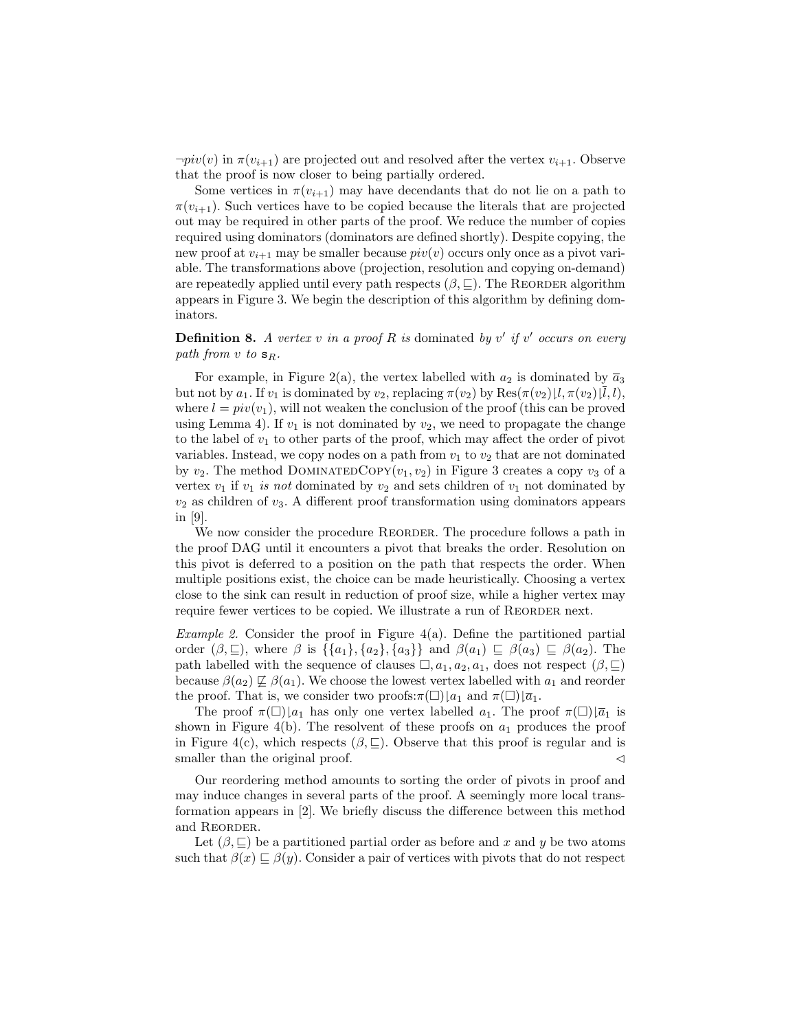$\neg piv(v)$ in $\pi(v_{i+1})$ are projected out and resolved after the vertex $v_{i+1}$. Observe that the proof is now closer to being partially ordered.

Some vertices in $\pi(v_{i+1})$ may have decendants that do not lie on a path to $\pi(v_{i+1})$. Such vertices have to be copied because the literals that are projected out may be required in other parts of the proof. We reduce the number of copies required using dominators (dominators are defined shortly). Despite copying, the new proof at $v_{i+1}$ may be smaller because $piv(v)$ occurs only once as a pivot variable. The transformations above (projection, resolution and copying on-demand) are repeatedly applied until every path respects $(\beta, \sqsubseteq)$. The Reorder algorithm appears in Figure 3. We begin the description of this algorithm by defining dominators.

**Definition 8.** *A vertex $v$ in a proof $R$ is* dominated *by $v'$ if $v'$ occurs on every path from $v$ to $\mathtt{s}_R$.*

For example, in Figure 2(a), the vertex labelled with $a_2$ is dominated by $\overline{a}_3$ but not by $a_1$. If $v_1$ is dominated by $v_2$, replacing $\pi(v_2)$ by $\text{Res}(\pi(v_2)\lfloor l, \pi(v_2)\lfloor \overline{l}, l)$, where $l = piv(v_1)$, will not weaken the conclusion of the proof (this can be proved using Lemma 4). If $v_1$ is not dominated by $v_2$, we need to propagate the change to the label of $v_1$ to other parts of the proof, which may affect the order of pivot variables. Instead, we copy nodes on a path from $v_1$ to $v_2$ that are not dominated by $v_2$. The method DominatedCopy$(v_1, v_2)$ in Figure 3 creates a copy $v_3$ of a vertex $v_1$ if $v_1$ *is not* dominated by $v_2$ and sets children of $v_1$ not dominated by $v_2$ as children of $v_3$. A different proof transformation using dominators appears in [9].

We now consider the procedure Reorder. The procedure follows a path in the proof DAG until it encounters a pivot that breaks the order. Resolution on this pivot is deferred to a position on the path that respects the order. When multiple positions exist, the choice can be made heuristically. Choosing a vertex close to the sink can result in reduction of proof size, while a higher vertex may require fewer vertices to be copied. We illustrate a run of Reorder next.

*Example 2.* Consider the proof in Figure 4(a). Define the partitioned partial order $(\beta, \sqsubseteq)$, where $\beta$ is $\{\{a_1\}, \{a_2\}, \{a_3\}\}$ and $\beta(a_1) \sqsubseteq \beta(a_3) \sqsubseteq \beta(a_2)$. The path labelled with the sequence of clauses $\Box, a_1, a_2, a_1$, does not respect $(\beta, \sqsubseteq)$ because $\beta(a_2) \not\sqsubseteq \beta(a_1)$. We choose the lowest vertex labelled with $a_1$ and reorder the proof. That is, we consider two proofs: $\pi(\Box)\lfloor a_1$ and $\pi(\Box)\lfloor \overline{a}_1$.

The proof $\pi(\Box)\lfloor a_1$ has only one vertex labelled $a_1$. The proof $\pi(\Box)\lfloor \overline{a}_1$ is shown in Figure 4(b). The resolvent of these proofs on $a_1$ produces the proof in Figure 4(c), which respects $(\beta, \sqsubseteq)$. Observe that this proof is regular and is smaller than the original proof. $\triangleleft$

Our reordering method amounts to sorting the order of pivots in proof and may induce changes in several parts of the proof. A seemingly more local transformation appears in [2]. We briefly discuss the difference between this method and Reorder.

Let $(\beta, \sqsubseteq)$ be a partitioned partial order as before and $x$ and $y$ be two atoms such that $\beta(x) \sqsubseteq \beta(y)$. Consider a pair of vertices with pivots that do not respect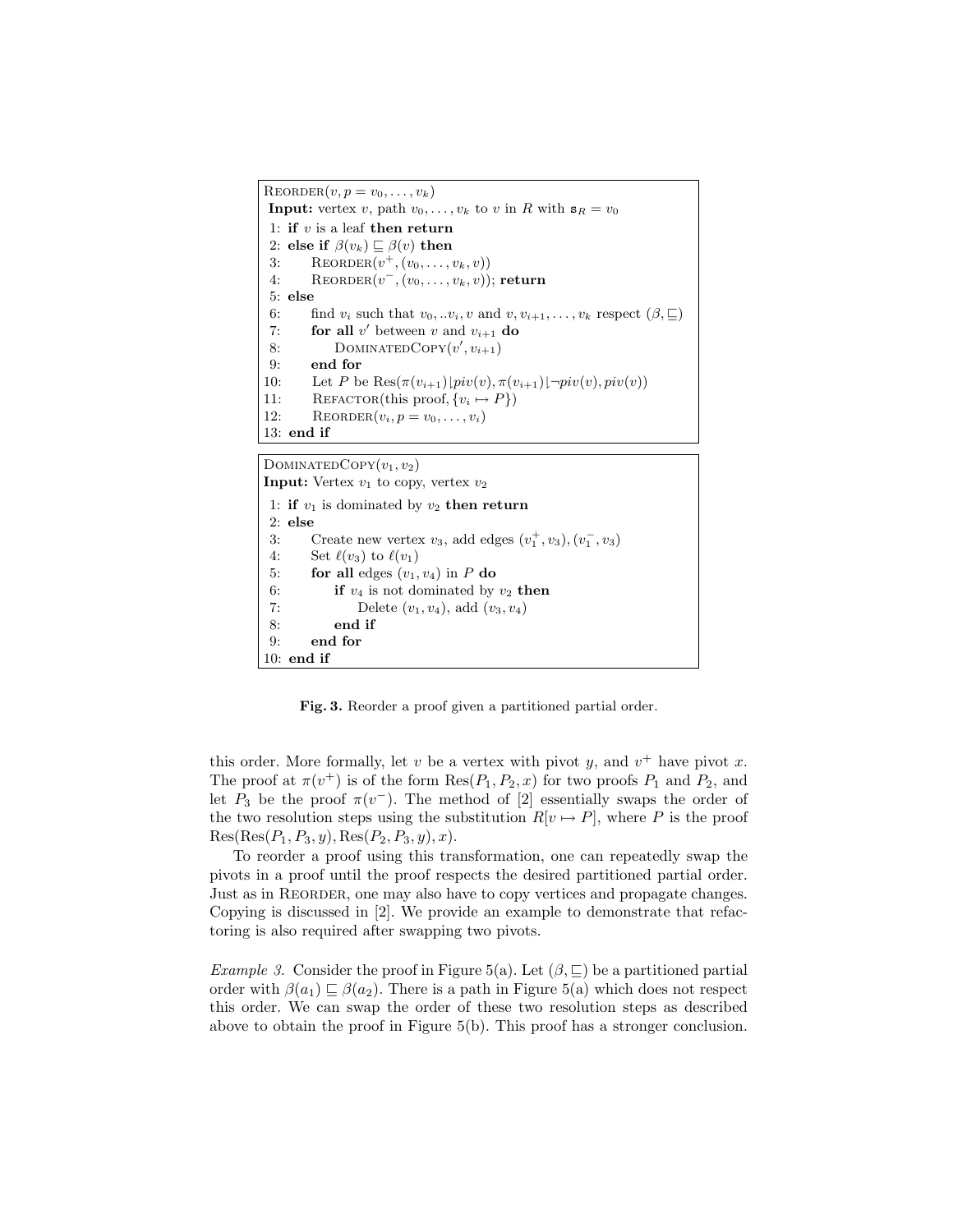```
REORDER(v, p = v_0, ..., v_k)
Input: vertex v, path v_0, ..., v_k to v in R with s_R = v_0
 1: if v is a leaf then return
 2: else if β(v_k) ⊑ β(v) then
 3:     REORDER(v^+, (v_0, ..., v_k, v))
 4:     REORDER(v^-, (v_0, ..., v_k, v)); return
 5: else
 6:     find v_i such that v_0, ..v_i, v and v, v_{i+1}, ..., v_k respect (β, ⊑)
 7:     for all v' between v and v_{i+1} do
 8:         DOMINATEDCOPY(v', v_{i+1})
 9:     end for
10:     Let P be Res(π(v_{i+1})⌊piv(v), π(v_{i+1})⌊¬piv(v), piv(v))
11:     REFACTOR(this proof, {v_i ↦ P})
12:     REORDER(v_i, p = v_0, ..., v_i)
13: end if
```

```
DOMINATEDCOPY(v_1, v_2)
Input: Vertex v_1 to copy, vertex v_2
 1: if v_1 is dominated by v_2 then return
 2: else
 3:     Create new vertex v_3, add edges (v_1^+, v_3), (v_1^-, v_3)
 4:     Set ℓ(v_3) to ℓ(v_1)
 5:     for all edges (v_1, v_4) in P do
 6:         if v_4 is not dominated by v_2 then
 7:             Delete (v_1, v_4), add (v_3, v_4)
 8:         end if
 9:     end for
10: end if
```

**Fig. 3.** Reorder a proof given a partitioned partial order.

this order. More formally, let $v$ be a vertex with pivot $y$, and $v^+$ have pivot $x$. The proof at $\pi(v^+)$ is of the form $\mathrm{Res}(P_1, P_2, x)$ for two proofs $P_1$ and $P_2$, and let $P_3$ be the proof $\pi(v^-)$. The method of [2] essentially swaps the order of the two resolution steps using the substitution $R[v \mapsto P]$, where $P$ is the proof $\mathrm{Res}(\mathrm{Res}(P_1, P_3, y), \mathrm{Res}(P_2, P_3, y), x)$.

To reorder a proof using this transformation, one can repeatedly swap the pivots in a proof until the proof respects the desired partitioned partial order. Just as in REORDER, one may also have to copy vertices and propagate changes. Copying is discussed in [2]. We provide an example to demonstrate that refactoring is also required after swapping two pivots.

*Example 3.* Consider the proof in Figure 5(a). Let $(\beta, \sqsubseteq)$ be a partitioned partial order with $\beta(a_1) \sqsubseteq \beta(a_2)$. There is a path in Figure 5(a) which does not respect this order. We can swap the order of these two resolution steps as described above to obtain the proof in Figure 5(b). This proof has a stronger conclusion.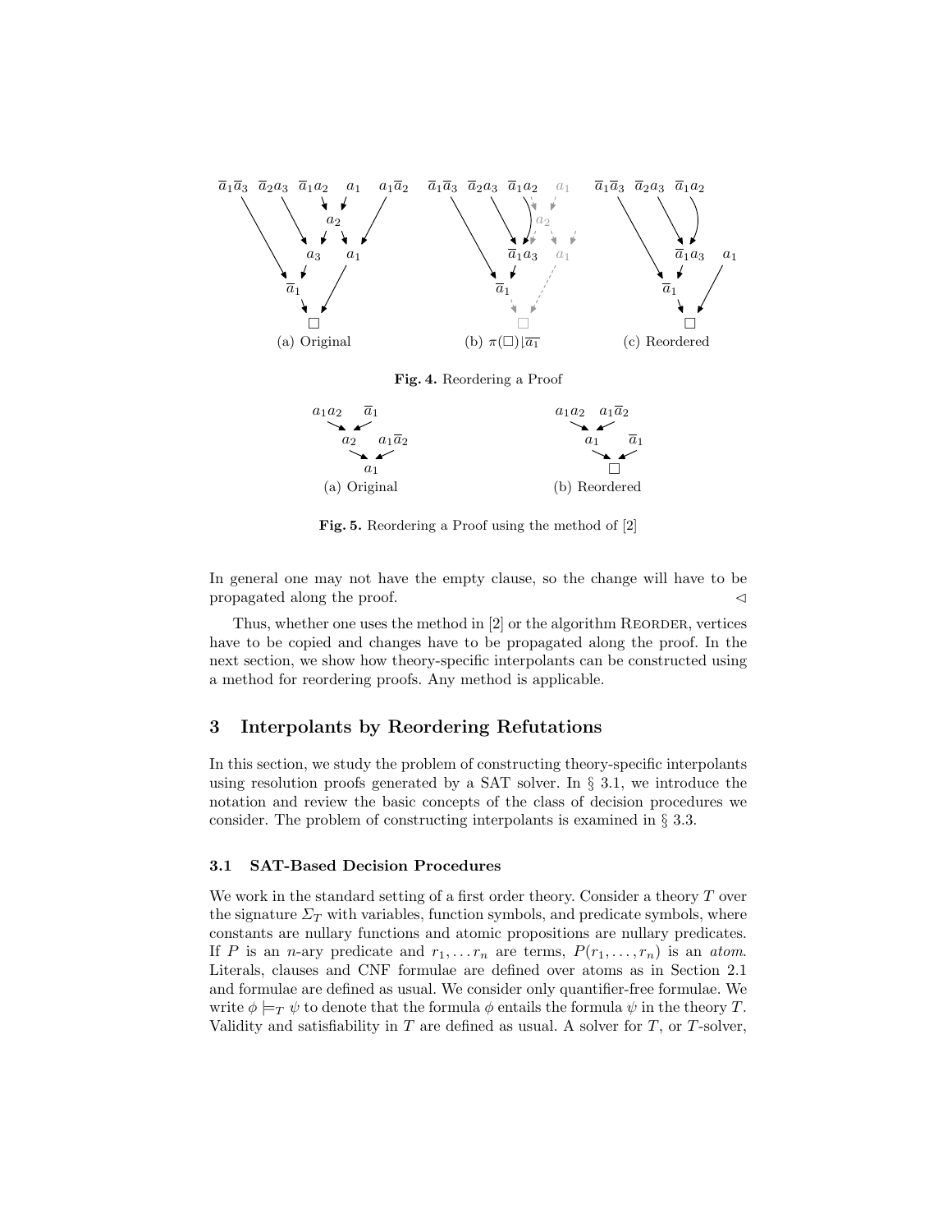Fig. 4. Reordering a Proof

(a) Original (b) $\pi(\square)\lfloor_{\overline{a_1}}$ (c) Reordered

Fig. 5. Reordering a Proof using the method of [2]

(a) Original (b) Reordered

In general one may not have the empty clause, so the change will have to be propagated along the proof. $\lhd$

Thus, whether one uses the method in [2] or the algorithm Reorder, vertices have to be copied and changes have to be propagated along the proof. In the next section, we show how theory-specific interpolants can be constructed using a method for reordering proofs. Any method is applicable.

## 3 Interpolants by Reordering Refutations

In this section, we study the problem of constructing theory-specific interpolants using resolution proofs generated by a SAT solver. In § 3.1, we introduce the notation and review the basic concepts of the class of decision procedures we consider. The problem of constructing interpolants is examined in § 3.3.

### 3.1 SAT-Based Decision Procedures

We work in the standard setting of a first order theory. Consider a theory $T$ over the signature $\Sigma_T$ with variables, function symbols, and predicate symbols, where constants are nullary functions and atomic propositions are nullary predicates. If $P$ is an $n$-ary predicate and $r_1, \ldots r_n$ are terms, $P(r_1, \ldots, r_n)$ is an *atom*. Literals, clauses and CNF formulae are defined over atoms as in Section 2.1 and formulae are defined as usual. We consider only quantifier-free formulae. We write $\phi \models_T \psi$ to denote that the formula $\phi$ entails the formula $\psi$ in the theory $T$. Validity and satisfiability in $T$ are defined as usual. A solver for $T$, or $T$-solver,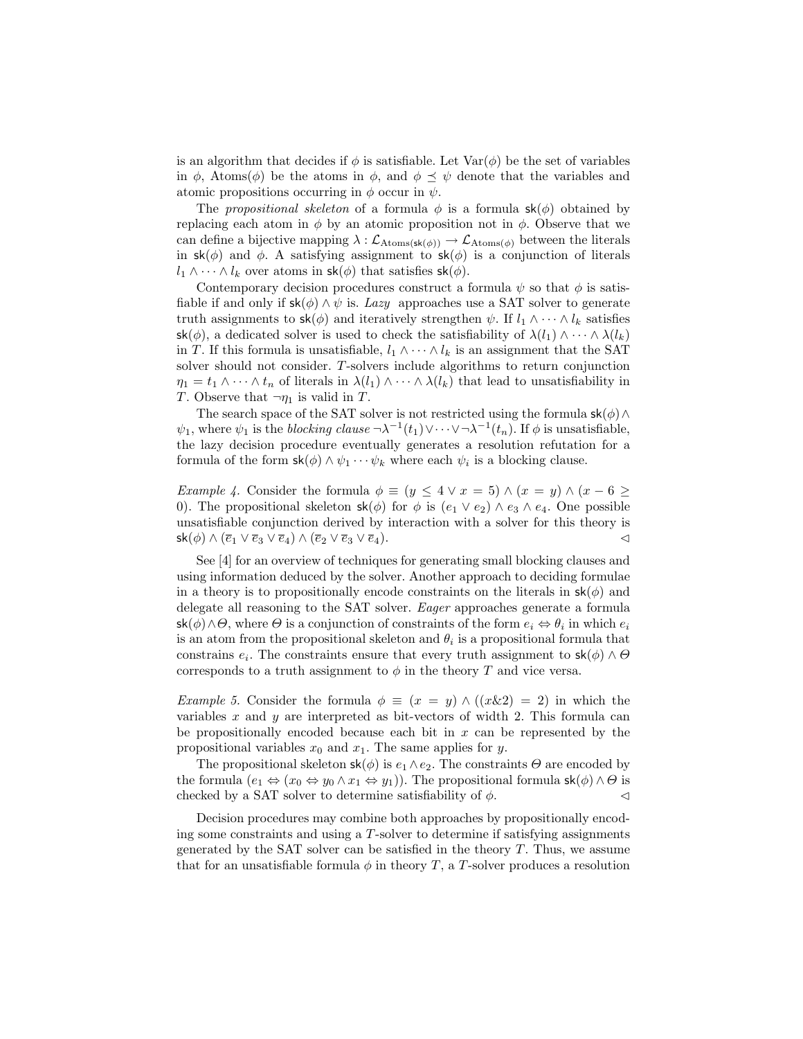is an algorithm that decides if $\phi$ is satisfiable. Let $\mathrm{Var}(\phi)$ be the set of variables in $\phi$, $\mathrm{Atoms}(\phi)$ be the atoms in $\phi$, and $\phi \preceq \psi$ denote that the variables and atomic propositions occurring in $\phi$ occur in $\psi$.

The *propositional skeleton* of a formula $\phi$ is a formula $\mathsf{sk}(\phi)$ obtained by replacing each atom in $\phi$ by an atomic proposition not in $\phi$. Observe that we can define a bijective mapping $\lambda : \mathcal{L}_{\mathrm{Atoms}(\mathsf{sk}(\phi))} \to \mathcal{L}_{\mathrm{Atoms}(\phi)}$ between the literals in $\mathsf{sk}(\phi)$ and $\phi$. A satisfying assignment to $\mathsf{sk}(\phi)$ is a conjunction of literals $l_1 \wedge \cdots \wedge l_k$ over atoms in $\mathsf{sk}(\phi)$ that satisfies $\mathsf{sk}(\phi)$.

Contemporary decision procedures construct a formula $\psi$ so that $\phi$ is satisfiable if and only if $\mathsf{sk}(\phi) \wedge \psi$ is. *Lazy* approaches use a SAT solver to generate truth assignments to $\mathsf{sk}(\phi)$ and iteratively strengthen $\psi$. If $l_1 \wedge \cdots \wedge l_k$ satisfies $\mathsf{sk}(\phi)$, a dedicated solver is used to check the satisfiability of $\lambda(l_1) \wedge \cdots \wedge \lambda(l_k)$ in $T$. If this formula is unsatisfiable, $l_1 \wedge \cdots \wedge l_k$ is an assignment that the SAT solver should not consider. $T$-solvers include algorithms to return conjunction $\eta_1 = t_1 \wedge \cdots \wedge t_n$ of literals in $\lambda(l_1) \wedge \cdots \wedge \lambda(l_k)$ that lead to unsatisfiability in $T$. Observe that $\neg\eta_1$ is valid in $T$.

The search space of the SAT solver is not restricted using the formula $\mathsf{sk}(\phi) \wedge \psi_1$, where $\psi_1$ is the *blocking clause* $\neg\lambda^{-1}(t_1) \vee \cdots \vee \neg\lambda^{-1}(t_n)$. If $\phi$ is unsatisfiable, the lazy decision procedure eventually generates a resolution refutation for a formula of the form $\mathsf{sk}(\phi) \wedge \psi_1 \cdots \psi_k$ where each $\psi_i$ is a blocking clause.

*Example 4.* Consider the formula $\phi \equiv (y \leq 4 \vee x = 5) \wedge (x = y) \wedge (x - 6 \geq 0)$. The propositional skeleton $\mathsf{sk}(\phi)$ for $\phi$ is $(e_1 \vee e_2) \wedge e_3 \wedge e_4$. One possible unsatisfiable conjunction derived by interaction with a solver for this theory is $\mathsf{sk}(\phi) \wedge (\overline{e}_1 \vee \overline{e}_3 \vee \overline{e}_4) \wedge (\overline{e}_2 \vee \overline{e}_3 \vee \overline{e}_4)$. $\lhd$

See [4] for an overview of techniques for generating small blocking clauses and using information deduced by the solver. Another approach to deciding formulae in a theory is to propositionally encode constraints on the literals in $\mathsf{sk}(\phi)$ and delegate all reasoning to the SAT solver. *Eager* approaches generate a formula $\mathsf{sk}(\phi) \wedge \Theta$, where $\Theta$ is a conjunction of constraints of the form $e_i \Leftrightarrow \theta_i$ in which $e_i$ is an atom from the propositional skeleton and $\theta_i$ is a propositional formula that constrains $e_i$. The constraints ensure that every truth assignment to $\mathsf{sk}(\phi) \wedge \Theta$ corresponds to a truth assignment to $\phi$ in the theory $T$ and vice versa.

*Example 5.* Consider the formula $\phi \equiv (x = y) \wedge ((x \& 2) = 2)$ in which the variables $x$ and $y$ are interpreted as bit-vectors of width 2. This formula can be propositionally encoded because each bit in $x$ can be represented by the propositional variables $x_0$ and $x_1$. The same applies for $y$.

The propositional skeleton $\mathsf{sk}(\phi)$ is $e_1 \wedge e_2$. The constraints $\Theta$ are encoded by the formula $(e_1 \Leftrightarrow (x_0 \Leftrightarrow y_0 \wedge x_1 \Leftrightarrow y_1))$. The propositional formula $\mathsf{sk}(\phi) \wedge \Theta$ is checked by a SAT solver to determine satisfiability of $\phi$. $\lhd$

Decision procedures may combine both approaches by propositionally encoding some constraints and using a $T$-solver to determine if satisfying assignments generated by the SAT solver can be satisfied in the theory $T$. Thus, we assume that for an unsatisfiable formula $\phi$ in theory $T$, a $T$-solver produces a resolution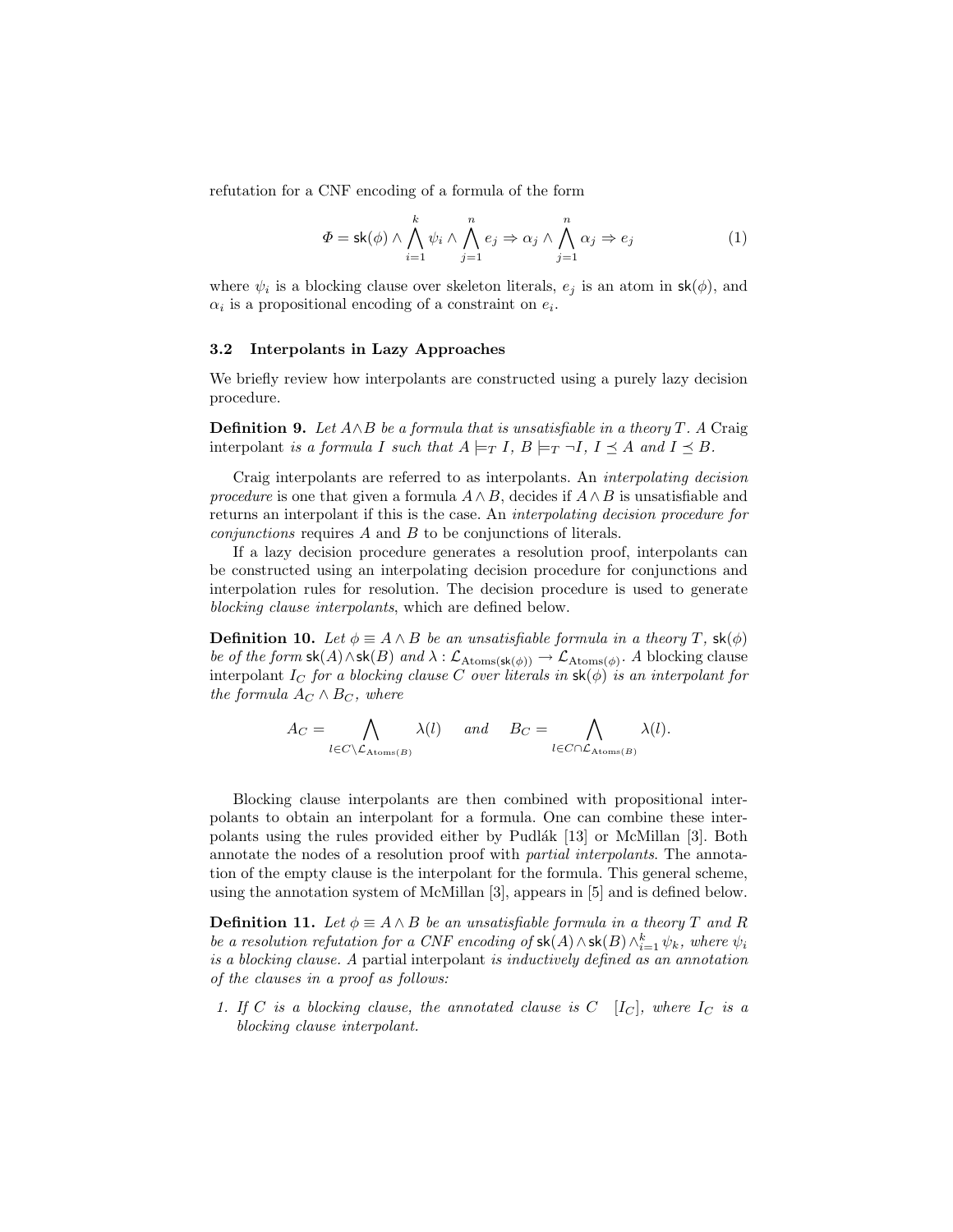refutation for a CNF encoding of a formula of the form

$$\Phi = \mathsf{sk}(\phi) \wedge \bigwedge_{i=1}^{k} \psi_i \wedge \bigwedge_{j=1}^{n} e_j \Rightarrow \alpha_j \wedge \bigwedge_{j=1}^{n} \alpha_j \Rightarrow e_j \tag{1}$$

where $\psi_i$ is a blocking clause over skeleton literals, $e_j$ is an atom in $\mathsf{sk}(\phi)$, and $\alpha_i$ is a propositional encoding of a constraint on $e_i$.

### 3.2 Interpolants in Lazy Approaches

We briefly review how interpolants are constructed using a purely lazy decision procedure.

**Definition 9.** *Let $A \wedge B$ be a formula that is unsatisfiable in a theory $T$. A* Craig interpolant *is a formula $I$ such that $A \models_T I$, $B \models_T \neg I$, $I \preceq A$ and $I \preceq B$.*

Craig interpolants are referred to as interpolants. An *interpolating decision procedure* is one that given a formula $A \wedge B$, decides if $A \wedge B$ is unsatisfiable and returns an interpolant if this is the case. An *interpolating decision procedure for conjunctions* requires $A$ and $B$ to be conjunctions of literals.

If a lazy decision procedure generates a resolution proof, interpolants can be constructed using an interpolating decision procedure for conjunctions and interpolation rules for resolution. The decision procedure is used to generate *blocking clause interpolants*, which are defined below.

**Definition 10.** *Let $\phi \equiv A \wedge B$ be an unsatisfiable formula in a theory $T$, $\mathsf{sk}(\phi)$ be of the form $\mathsf{sk}(A) \wedge \mathsf{sk}(B)$ and $\lambda : \mathcal{L}_{\mathrm{Atoms}(\mathsf{sk}(\phi))} \rightarrow \mathcal{L}_{\mathrm{Atoms}(\phi)}$. A* blocking clause interpolant *$I_C$ for a blocking clause $C$ over literals in $\mathsf{sk}(\phi)$ is an interpolant for the formula $A_C \wedge B_C$, where*

$$A_C = \bigwedge_{l \in C \setminus \mathcal{L}_{\mathrm{Atoms}(B)}} \lambda(l) \quad \text{and} \quad B_C = \bigwedge_{l \in C \cap \mathcal{L}_{\mathrm{Atoms}(B)}} \lambda(l).$$

Blocking clause interpolants are then combined with propositional interpolants to obtain an interpolant for a formula. One can combine these interpolants using the rules provided either by Pudlák [13] or McMillan [3]. Both annotate the nodes of a resolution proof with *partial interpolants*. The annotation of the empty clause is the interpolant for the formula. This general scheme, using the annotation system of McMillan [3], appears in [5] and is defined below.

**Definition 11.** *Let $\phi \equiv A \wedge B$ be an unsatisfiable formula in a theory $T$ and $R$ be a resolution refutation for a CNF encoding of $\mathsf{sk}(A) \wedge \mathsf{sk}(B) \wedge_{i=1}^{k} \psi_k$, where $\psi_i$ is a blocking clause. A* partial interpolant *is inductively defined as an annotation of the clauses in a proof as follows:*

1. *If $C$ is a blocking clause, the annotated clause is $C \quad [I_C]$, where $I_C$ is a blocking clause interpolant.*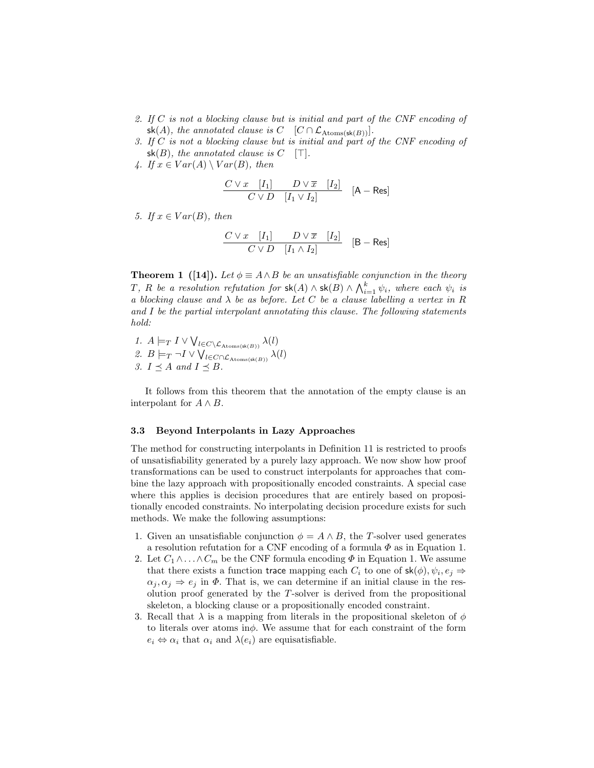2. *If $C$ is not a blocking clause but is initial and part of the CNF encoding of* $\mathsf{sk}(A)$, *the annotated clause is* $C \quad [C \cap \mathcal{L}_{\mathrm{Atoms}(\mathsf{sk}(B))}]$.
3. *If $C$ is not a blocking clause but is initial and part of the CNF encoding of* $\mathsf{sk}(B)$, *the annotated clause is* $C \quad [\top]$.
4. *If* $x \in Var(A) \setminus Var(B)$, *then*

$$\frac{C \vee x \quad [I_1] \qquad D \vee \overline{x} \quad [I_2]}{C \vee D \quad [I_1 \vee I_2]} \quad [\mathsf{A-Res}]$$

5. *If* $x \in Var(B)$, *then*

$$\frac{C \vee x \quad [I_1] \qquad D \vee \overline{x} \quad [I_2]}{C \vee D \quad [I_1 \wedge I_2]} \quad [\mathsf{B-Res}]$$

**Theorem 1 ([14]).** *Let* $\phi \equiv A \wedge B$ *be an unsatisfiable conjunction in the theory* $T$, $R$ *be a resolution refutation for* $\mathsf{sk}(A) \wedge \mathsf{sk}(B) \wedge \bigwedge_{i=1}^{k} \psi_i$, *where each* $\psi_i$ *is a blocking clause and* $\lambda$ *be as before. Let* $C$ *be a clause labelling a vertex in* $R$ *and* $I$ *be the partial interpolant annotating this clause. The following statements hold:*

1. $A \models_T I \vee \bigvee_{l \in C \setminus \mathcal{L}_{\mathrm{Atoms}(\mathsf{sk}(B))}} \lambda(l)$
2. $B \models_T \neg I \vee \bigvee_{l \in C \cap \mathcal{L}_{\mathrm{Atoms}(\mathsf{sk}(B))}} \lambda(l)$
3. $I \preceq A$ *and* $I \preceq B$.

It follows from this theorem that the annotation of the empty clause is an interpolant for $A \wedge B$.

### 3.3 Beyond Interpolants in Lazy Approaches

The method for constructing interpolants in Definition 11 is restricted to proofs of unsatisfiability generated by a purely lazy approach. We now show how proof transformations can be used to construct interpolants for approaches that combine the lazy approach with propositionally encoded constraints. A special case where this applies is decision procedures that are entirely based on propositionally encoded constraints. No interpolating decision procedure exists for such methods. We make the following assumptions:

1. Given an unsatisfiable conjunction $\phi = A \wedge B$, the $T$-solver used generates a resolution refutation for a CNF encoding of a formula $\Phi$ as in Equation 1.
2. Let $C_1 \wedge \ldots \wedge C_m$ be the CNF formula encoding $\Phi$ in Equation 1. We assume that there exists a function $\mathsf{trace}$ mapping each $C_i$ to one of $\mathsf{sk}(\phi), \psi_i, e_j \Rightarrow \alpha_j, \alpha_j \Rightarrow e_j$ in $\Phi$. That is, we can determine if an initial clause in the resolution proof generated by the $T$-solver is derived from the propositional skeleton, a blocking clause or a propositionally encoded constraint.
3. Recall that $\lambda$ is a mapping from literals in the propositional skeleton of $\phi$ to literals over atoms in$\phi$. We assume that for each constraint of the form $e_i \Leftrightarrow \alpha_i$ that $\alpha_i$ and $\lambda(e_i)$ are equisatisfiable.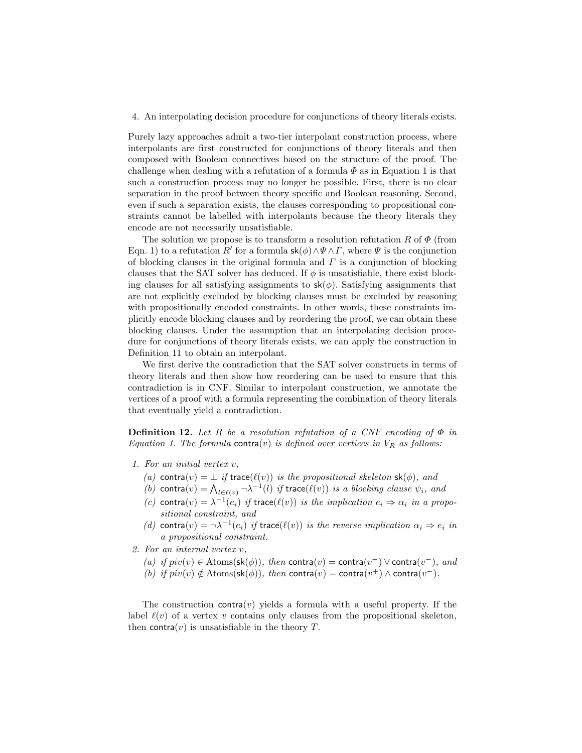4. An interpolating decision procedure for conjunctions of theory literals exists.

Purely lazy approaches admit a two-tier interpolant construction process, where interpolants are first constructed for conjunctions of theory literals and then composed with Boolean connectives based on the structure of the proof. The challenge when dealing with a refutation of a formula $\Phi$ as in Equation 1 is that such a construction process may no longer be possible. First, there is no clear separation in the proof between theory specific and Boolean reasoning. Second, even if such a separation exists, the clauses corresponding to propositional constraints cannot be labelled with interpolants because the theory literals they encode are not necessarily unsatisfiable.

The solution we propose is to transform a resolution refutation $R$ of $\Phi$ (from Eqn. 1) to a refutation $R'$ for a formula $\mathsf{sk}(\phi) \wedge \Psi \wedge \Gamma$, where $\Psi$ is the conjunction of blocking clauses in the original formula and $\Gamma$ is a conjunction of blocking clauses that the SAT solver has deduced. If $\phi$ is unsatisfiable, there exist blocking clauses for all satisfying assignments to $\mathsf{sk}(\phi)$. Satisfying assignments that are not explicitly excluded by blocking clauses must be excluded by reasoning with propositionally encoded constraints. In other words, these constraints implicitly encode blocking clauses and by reordering the proof, we can obtain these blocking clauses. Under the assumption that an interpolating decision procedure for conjunctions of theory literals exists, we can apply the construction in Definition 11 to obtain an interpolant.

We first derive the contradiction that the SAT solver constructs in terms of theory literals and then show how reordering can be used to ensure that this contradiction is in CNF. Similar to interpolant construction, we annotate the vertices of a proof with a formula representing the combination of theory literals that eventually yield a contradiction.

**Definition 12.** *Let $R$ be a resolution refutation of a CNF encoding of $\Phi$ in Equation 1. The formula $\mathsf{contra}(v)$ is defined over vertices in $V_R$ as follows:*

1. *For an initial vertex $v$,*
   - *(a) $\mathsf{contra}(v) = \bot$ if $\mathsf{trace}(\ell(v))$ is the propositional skeleton $\mathsf{sk}(\phi)$, and*
   - *(b) $\mathsf{contra}(v) = \bigwedge_{l \in \ell(v)} \neg \lambda^{-1}(l)$ if $\mathsf{trace}(\ell(v))$ is a blocking clause $\psi_i$, and*
   - *(c) $\mathsf{contra}(v) = \lambda^{-1}(e_i)$ if $\mathsf{trace}(\ell(v))$ is the implication $e_i \Rightarrow \alpha_i$ in a propositional constraint, and*
   - *(d) $\mathsf{contra}(v) = \neg\lambda^{-1}(e_i)$ if $\mathsf{trace}(\ell(v))$ is the reverse implication $\alpha_i \Rightarrow e_i$ in a propositional constraint.*
2. *For an internal vertex $v$,*
   - *(a) if $piv(v) \in \mathrm{Atoms}(\mathsf{sk}(\phi))$, then $\mathsf{contra}(v) = \mathsf{contra}(v^+) \vee \mathsf{contra}(v^-)$, and*
   - *(b) if $piv(v) \notin \mathrm{Atoms}(\mathsf{sk}(\phi))$, then $\mathsf{contra}(v) = \mathsf{contra}(v^+) \wedge \mathsf{contra}(v^-)$.*

The construction $\mathsf{contra}(v)$ yields a formula with a useful property. If the label $\ell(v)$ of a vertex $v$ contains only clauses from the propositional skeleton, then $\mathsf{contra}(v)$ is unsatisfiable in the theory $T$.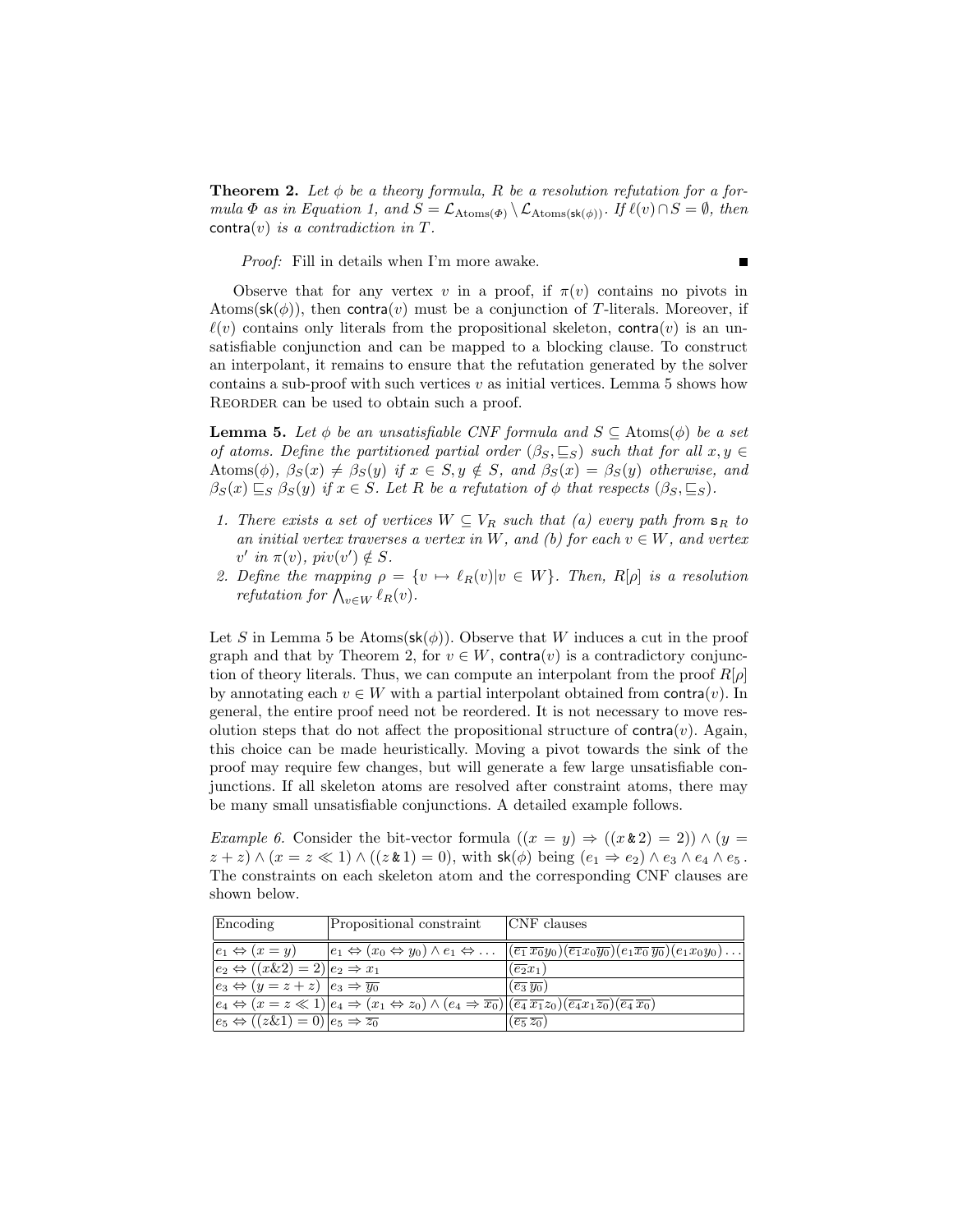**Theorem 2.** *Let $\phi$ be a theory formula, $R$ be a resolution refutation for a formula $\Phi$ as in Equation 1, and $S = \mathcal{L}_{\text{Atoms}(\Phi)} \setminus \mathcal{L}_{\text{Atoms}(\mathsf{sk}(\phi))}$. If $\ell(v) \cap S = \emptyset$, then $\mathsf{contra}(v)$ is a contradiction in $T$.*

*Proof:* Fill in details when I'm more awake. ∎

Observe that for any vertex $v$ in a proof, if $\pi(v)$ contains no pivots in $\text{Atoms}(\mathsf{sk}(\phi))$, then $\mathsf{contra}(v)$ must be a conjunction of $T$-literals. Moreover, if $\ell(v)$ contains only literals from the propositional skeleton, $\mathsf{contra}(v)$ is an unsatisfiable conjunction and can be mapped to a blocking clause. To construct an interpolant, it remains to ensure that the refutation generated by the solver contains a sub-proof with such vertices $v$ as initial vertices. Lemma 5 shows how Reorder can be used to obtain such a proof.

**Lemma 5.** *Let $\phi$ be an unsatisfiable CNF formula and $S \subseteq \text{Atoms}(\phi)$ be a set of atoms. Define the partitioned partial order $(\beta_S, \sqsubseteq_S)$ such that for all $x, y \in \text{Atoms}(\phi)$, $\beta_S(x) \neq \beta_S(y)$ if $x \in S, y \notin S$, and $\beta_S(x) = \beta_S(y)$ otherwise, and $\beta_S(x) \sqsubseteq_S \beta_S(y)$ if $x \in S$. Let $R$ be a refutation of $\phi$ that respects $(\beta_S, \sqsubseteq_S)$.*

1. *There exists a set of vertices $W \subseteq V_R$ such that (a) every path from $\mathsf{s}_R$ to an initial vertex traverses a vertex in $W$, and (b) for each $v \in W$, and vertex $v'$ in $\pi(v)$, $piv(v') \notin S$.*
2. *Define the mapping $\rho = \{v \mapsto \ell_R(v) | v \in W\}$. Then, $R[\rho]$ is a resolution refutation for $\bigwedge_{v \in W} \ell_R(v)$.*

Let $S$ in Lemma 5 be $\text{Atoms}(\mathsf{sk}(\phi))$. Observe that $W$ induces a cut in the proof graph and that by Theorem 2, for $v \in W$, $\mathsf{contra}(v)$ is a contradictory conjunction of theory literals. Thus, we can compute an interpolant from the proof $R[\rho]$ by annotating each $v \in W$ with a partial interpolant obtained from $\mathsf{contra}(v)$. In general, the entire proof need not be reordered. It is not necessary to move resolution steps that do not affect the propositional structure of $\mathsf{contra}(v)$. Again, this choice can be made heuristically. Moving a pivot towards the sink of the proof may require few changes, but will generate a few large unsatisfiable conjunctions. If all skeleton atoms are resolved after constraint atoms, there may be many small unsatisfiable conjunctions. A detailed example follows.

*Example 6.* Consider the bit-vector formula $((x = y) \Rightarrow ((x \,\&\, 2) = 2)) \wedge (y = z + z) \wedge (x = z \ll 1) \wedge ((z \,\&\, 1) = 0)$, with $\mathsf{sk}(\phi)$ being $(e_1 \Rightarrow e_2) \wedge e_3 \wedge e_4 \wedge e_5$. The constraints on each skeleton atom and the corresponding CNF clauses are shown below.

| Encoding | Propositional constraint | CNF clauses |
|---|---|---|
| $e_1 \Leftrightarrow (x = y)$ | $e_1 \Leftrightarrow (x_0 \Leftrightarrow y_0) \wedge e_1 \Leftrightarrow \ldots$ | $(\overline{e_1}\,\overline{x_0} y_0)(\overline{e_1} x_0 \overline{y_0})(e_1 \overline{x_0}\,\overline{y_0})(e_1 x_0 y_0)\ldots$ |
| $e_2 \Leftrightarrow ((x\&2) = 2)$ | $e_2 \Rightarrow x_1$ | $(\overline{e_2} x_1)$ |
| $e_3 \Leftrightarrow (y = z + z)$ | $e_3 \Rightarrow \overline{y_0}$ | $(\overline{e_3}\,\overline{y_0})$ |
| $e_4 \Leftrightarrow (x = z \ll 1)$ | $e_4 \Rightarrow (x_1 \Leftrightarrow z_0) \wedge (e_4 \Rightarrow \overline{x_0})$ | $(\overline{e_4}\,\overline{x_1} z_0)(\overline{e_4} x_1 \overline{z_0})(\overline{e_4}\,\overline{x_0})$ |
| $e_5 \Leftrightarrow ((z\&1) = 0)$ | $e_5 \Rightarrow \overline{z_0}$ | $(\overline{e_5}\,\overline{z_0})$ |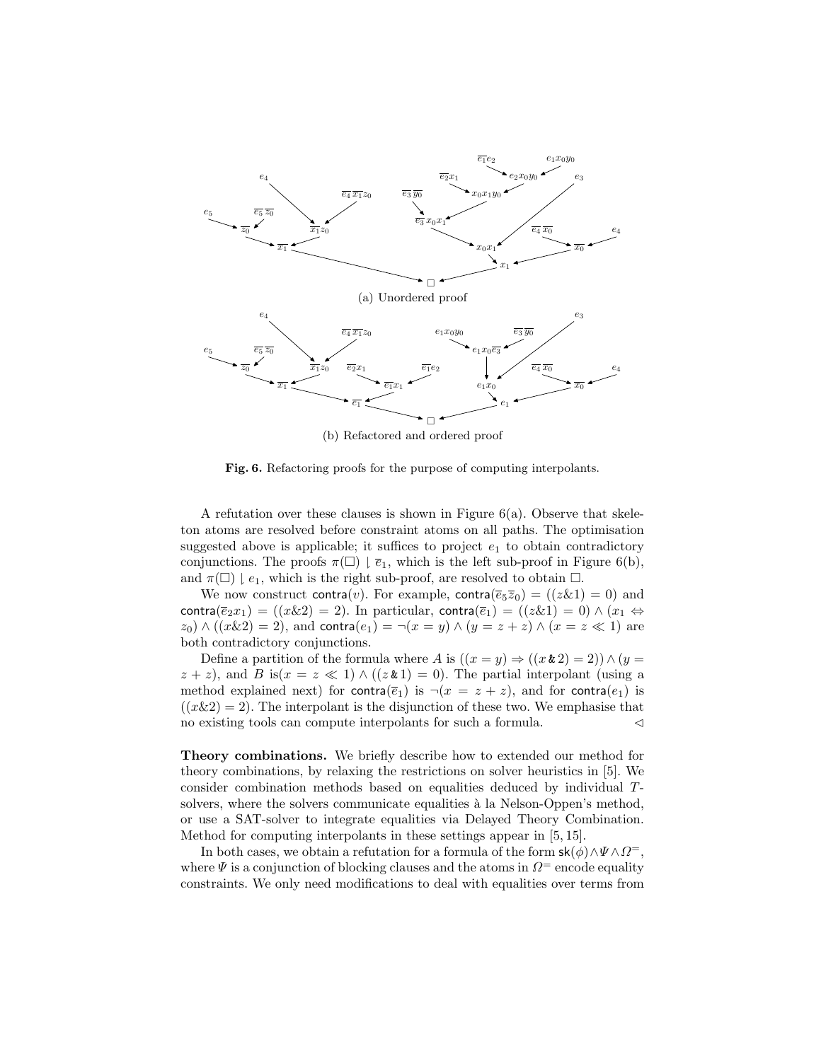(a) Unordered proof

(b) Refactored and ordered proof

**Fig. 6.** Refactoring proofs for the purpose of computing interpolants.

A refutation over these clauses is shown in Figure 6(a). Observe that skeleton atoms are resolved before constraint atoms on all paths. The optimisation suggested above is applicable; it suffices to project $e_1$ to obtain contradictory conjunctions. The proofs $\pi(\Box) \downharpoonleft \overline{e}_1$, which is the left sub-proof in Figure 6(b), and $\pi(\Box) \downharpoonleft e_1$, which is the right sub-proof, are resolved to obtain $\Box$.

We now construct $\mathsf{contra}(v)$. For example, $\mathsf{contra}(\overline{e}_5\overline{z}_0) = ((z\&1) = 0)$ and $\mathsf{contra}(\overline{e}_2 x_1) = ((x\&2) = 2)$. In particular, $\mathsf{contra}(\overline{e}_1) = ((z\&1) = 0) \wedge (x_1 \Leftrightarrow z_0) \wedge ((x\&2) = 2)$, and $\mathsf{contra}(e_1) = \neg(x = y) \wedge (y = z + z) \wedge (x = z \ll 1)$ are both contradictory conjunctions.

Define a partition of the formula where $A$ is $((x = y) \Rightarrow ((x \,\&\, 2) = 2)) \wedge (y = z + z)$, and $B$ is$(x = z \ll 1) \wedge ((z \,\&\, 1) = 0)$. The partial interpolant (using a method explained next) for $\mathsf{contra}(\overline{e}_1)$ is $\neg(x = z + z)$, and for $\mathsf{contra}(e_1)$ is $((x\&2) = 2)$. The interpolant is the disjunction of these two. We emphasise that no existing tools can compute interpolants for such a formula. $\triangleleft$

**Theory combinations.** We briefly describe how to extended our method for theory combinations, by relaxing the restrictions on solver heuristics in [5]. We consider combination methods based on equalities deduced by individual $T$-solvers, where the solvers communicate equalities à la Nelson-Oppen's method, or use a SAT-solver to integrate equalities via Delayed Theory Combination. Method for computing interpolants in these settings appear in [5, 15].

In both cases, we obtain a refutation for a formula of the form $\mathsf{sk}(\phi) \wedge \Psi \wedge \Omega^{=}$, where $\Psi$ is a conjunction of blocking clauses and the atoms in $\Omega^{=}$ encode equality constraints. We only need modifications to deal with equalities over terms from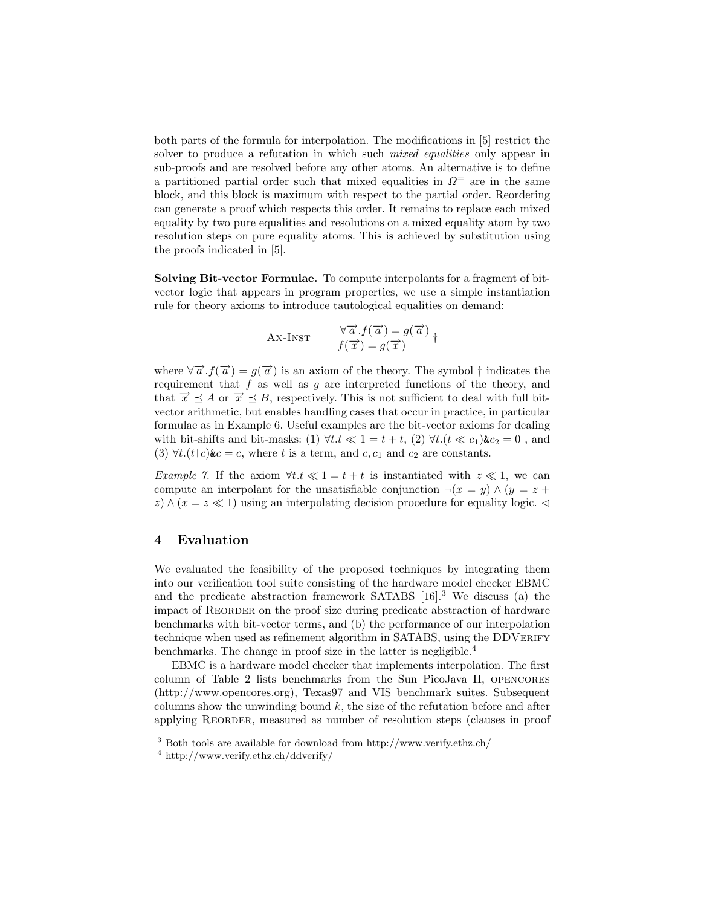both parts of the formula for interpolation. The modifications in [5] restrict the solver to produce a refutation in which such *mixed equalities* only appear in sub-proofs and are resolved before any other atoms. An alternative is to define a partitioned partial order such that mixed equalities in $\Omega^{=}$ are in the same block, and this block is maximum with respect to the partial order. Reordering can generate a proof which respects this order. It remains to replace each mixed equality by two pure equalities and resolutions on a mixed equality atom by two resolution steps on pure equality atoms. This is achieved by substitution using the proofs indicated in [5].

**Solving Bit-vector Formulae.** To compute interpolants for a fragment of bit-vector logic that appears in program properties, we use a simple instantiation rule for theory axioms to introduce tautological equalities on demand:

$$\text{AX-INST}\ \frac{\vdash \forall \overrightarrow{a}. f(\overrightarrow{a}) = g(\overrightarrow{a})}{f(\overrightarrow{x}) = g(\overrightarrow{x})}\ \dagger$$

where $\forall \overrightarrow{a}. f(\overrightarrow{a}) = g(\overrightarrow{a})$ is an axiom of the theory. The symbol $\dagger$ indicates the requirement that $f$ as well as $g$ are interpreted functions of the theory, and that $\overrightarrow{x} \preceq A$ or $\overrightarrow{x} \preceq B$, respectively. This is not sufficient to deal with full bit-vector arithmetic, but enables handling cases that occur in practice, in particular formulae as in Example 6. Useful examples are the bit-vector axioms for dealing with bit-shifts and bit-masks: (1) $\forall t. t \ll 1 = t + t$, (2) $\forall t. (t \ll c_1) \& c_2 = 0$ , and (3) $\forall t. (t | c) \& c = c$, where $t$ is a term, and $c, c_1$ and $c_2$ are constants.

*Example 7.* If the axiom $\forall t. t \ll 1 = t + t$ is instantiated with $z \ll 1$, we can compute an interpolant for the unsatisfiable conjunction $\neg(x = y) \wedge (y = z + z) \wedge (x = z \ll 1)$ using an interpolating decision procedure for equality logic. $\lhd$

## 4 Evaluation

We evaluated the feasibility of the proposed techniques by integrating them into our verification tool suite consisting of the hardware model checker EBMC and the predicate abstraction framework SATABS [16].[3] We discuss (a) the impact of REORDER on the proof size during predicate abstraction of hardware benchmarks with bit-vector terms, and (b) the performance of our interpolation technique when used as refinement algorithm in SATABS, using the DDVERIFY benchmarks. The change in proof size in the latter is negligible.[4]

EBMC is a hardware model checker that implements interpolation. The first column of Table 2 lists benchmarks from the Sun PicoJava II, OPENCORES (http://www.opencores.org), Texas97 and VIS benchmark suites. Subsequent columns show the unwinding bound $k$, the size of the refutation before and after applying REORDER, measured as number of resolution steps (clauses in proof

---

[3] Both tools are available for download from http://www.verify.ethz.ch/

[4] http://www.verify.ethz.ch/ddverify/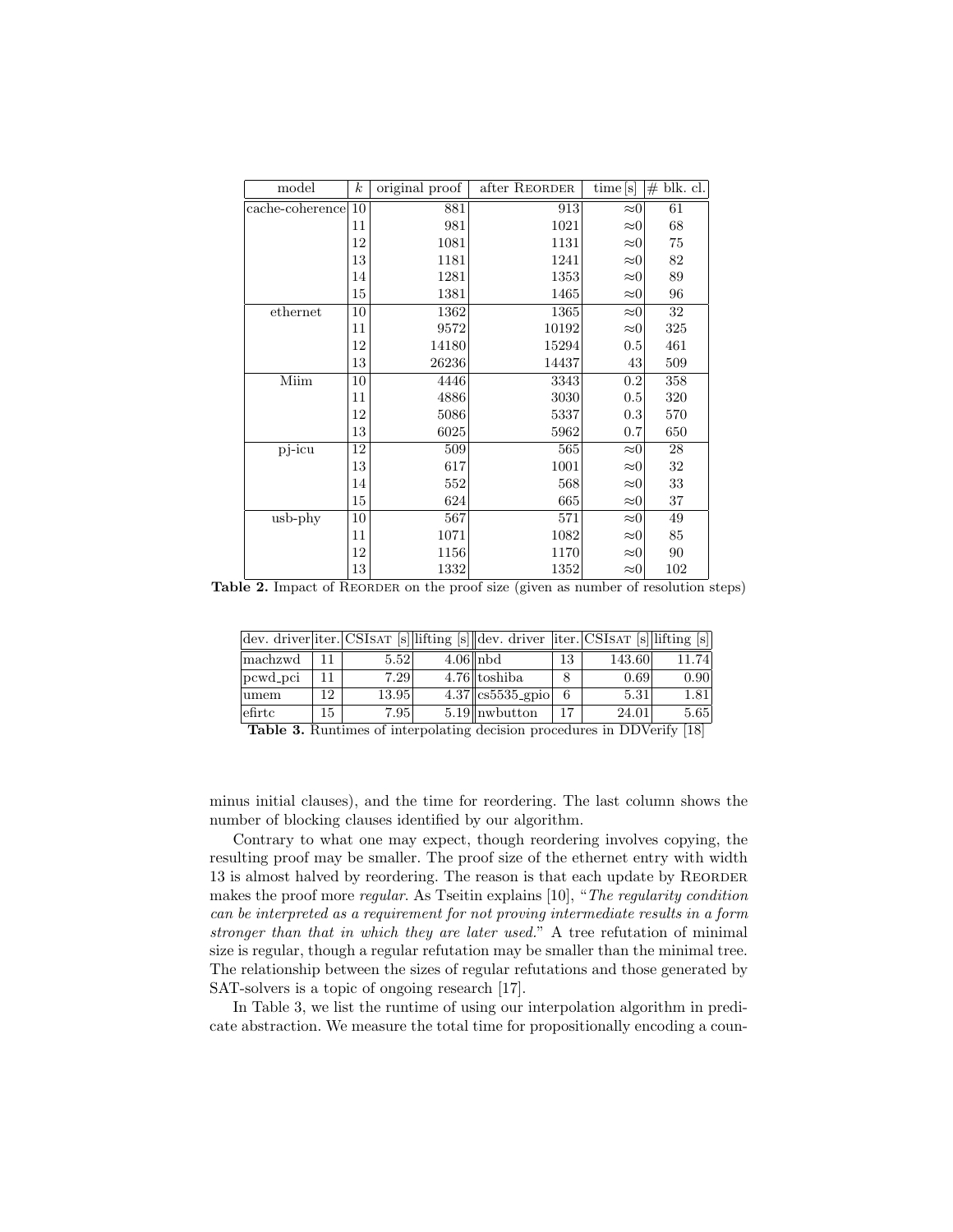| model | $k$ | original proof | after REORDER | time [s] | # blk. cl. |
|---|---|---|---|---|---|
| cache-coherence | 10 | 881 | 913 | ≈0 | 61 |
| | 11 | 981 | 1021 | ≈0 | 68 |
| | 12 | 1081 | 1131 | ≈0 | 75 |
| | 13 | 1181 | 1241 | ≈0 | 82 |
| | 14 | 1281 | 1353 | ≈0 | 89 |
| | 15 | 1381 | 1465 | ≈0 | 96 |
| ethernet | 10 | 1362 | 1365 | ≈0 | 32 |
| | 11 | 9572 | 10192 | ≈0 | 325 |
| | 12 | 14180 | 15294 | 0.5 | 461 |
| | 13 | 26236 | 14437 | 43 | 509 |
| Miim | 10 | 4446 | 3343 | 0.2 | 358 |
| | 11 | 4886 | 3030 | 0.5 | 320 |
| | 12 | 5086 | 5337 | 0.3 | 570 |
| | 13 | 6025 | 5962 | 0.7 | 650 |
| pj-icu | 12 | 509 | 565 | ≈0 | 28 |
| | 13 | 617 | 1001 | ≈0 | 32 |
| | 14 | 552 | 568 | ≈0 | 33 |
| | 15 | 624 | 665 | ≈0 | 37 |
| usb-phy | 10 | 567 | 571 | ≈0 | 49 |
| | 11 | 1071 | 1082 | ≈0 | 85 |
| | 12 | 1156 | 1170 | ≈0 | 90 |
| | 13 | 1332 | 1352 | ≈0 | 102 |

**Table 2.** Impact of REORDER on the proof size (given as number of resolution steps)

| dev. driver | iter. | CSISAT [s] | lifting [s] | dev. driver | iter. | CSISAT [s] | lifting [s] |
|---|---|---|---|---|---|---|---|
| machzwd | 11 | 5.52 | 4.06 | nbd | 13 | 143.60 | 11.74 |
| pcwd_pci | 11 | 7.29 | 4.76 | toshiba | 8 | 0.69 | 0.90 |
| umem | 12 | 13.95 | 4.37 | cs5535_gpio | 6 | 5.31 | 1.81 |
| efirtc | 15 | 7.95 | 5.19 | nwbutton | 17 | 24.01 | 5.65 |

**Table 3.** Runtimes of interpolating decision procedures in DDVerify [18]

minus initial clauses), and the time for reordering. The last column shows the number of blocking clauses identified by our algorithm.

Contrary to what one may expect, though reordering involves copying, the resulting proof may be smaller. The proof size of the ethernet entry with width 13 is almost halved by reordering. The reason is that each update by REORDER makes the proof more *regular*. As Tseitin explains [10], "*The regularity condition can be interpreted as a requirement for not proving intermediate results in a form stronger than that in which they are later used.*" A tree refutation of minimal size is regular, though a regular refutation may be smaller than the minimal tree. The relationship between the sizes of regular refutations and those generated by SAT-solvers is a topic of ongoing research [17].

In Table 3, we list the runtime of using our interpolation algorithm in predicate abstraction. We measure the total time for propositionally encoding a coun-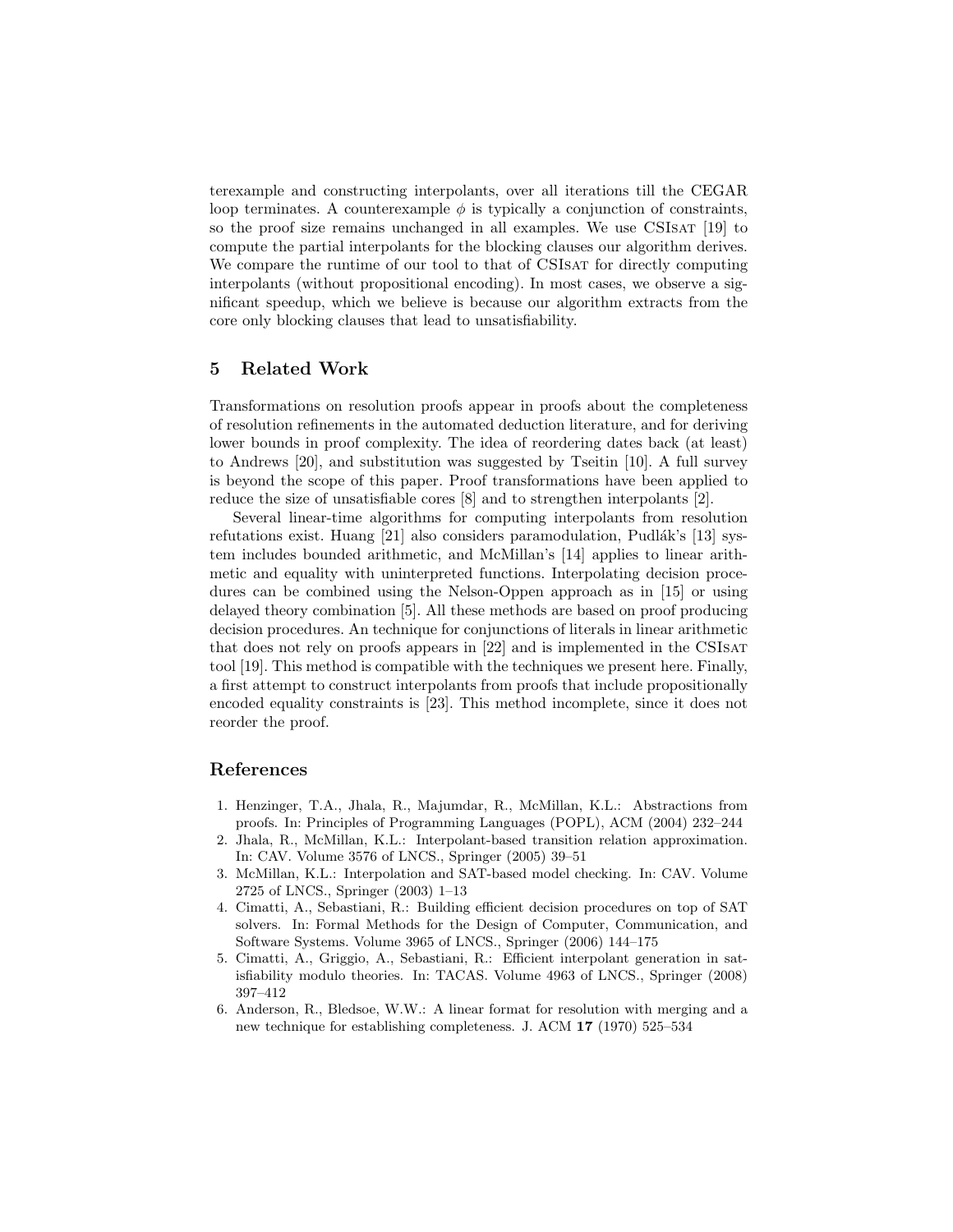terexample and constructing interpolants, over all iterations till the CEGAR loop terminates. A counterexample $\phi$ is typically a conjunction of constraints, so the proof size remains unchanged in all examples. We use CSIsat [19] to compute the partial interpolants for the blocking clauses our algorithm derives. We compare the runtime of our tool to that of CSIsat for directly computing interpolants (without propositional encoding). In most cases, we observe a significant speedup, which we believe is because our algorithm extracts from the core only blocking clauses that lead to unsatisfiability.

## 5 Related Work

Transformations on resolution proofs appear in proofs about the completeness of resolution refinements in the automated deduction literature, and for deriving lower bounds in proof complexity. The idea of reordering dates back (at least) to Andrews [20], and substitution was suggested by Tseitin [10]. A full survey is beyond the scope of this paper. Proof transformations have been applied to reduce the size of unsatisfiable cores [8] and to strengthen interpolants [2].

Several linear-time algorithms for computing interpolants from resolution refutations exist. Huang [21] also considers paramodulation, Pudlák's [13] system includes bounded arithmetic, and McMillan's [14] applies to linear arithmetic and equality with uninterpreted functions. Interpolating decision procedures can be combined using the Nelson-Oppen approach as in [15] or using delayed theory combination [5]. All these methods are based on proof producing decision procedures. An technique for conjunctions of literals in linear arithmetic that does not rely on proofs appears in [22] and is implemented in the CSIsat tool [19]. This method is compatible with the techniques we present here. Finally, a first attempt to construct interpolants from proofs that include propositionally encoded equality constraints is [23]. This method incomplete, since it does not reorder the proof.

## References

1. Henzinger, T.A., Jhala, R., Majumdar, R., McMillan, K.L.: Abstractions from proofs. In: Principles of Programming Languages (POPL), ACM (2004) 232–244
2. Jhala, R., McMillan, K.L.: Interpolant-based transition relation approximation. In: CAV. Volume 3576 of LNCS., Springer (2005) 39–51
3. McMillan, K.L.: Interpolation and SAT-based model checking. In: CAV. Volume 2725 of LNCS., Springer (2003) 1–13
4. Cimatti, A., Sebastiani, R.: Building efficient decision procedures on top of SAT solvers. In: Formal Methods for the Design of Computer, Communication, and Software Systems. Volume 3965 of LNCS., Springer (2006) 144–175
5. Cimatti, A., Griggio, A., Sebastiani, R.: Efficient interpolant generation in satisfiability modulo theories. In: TACAS. Volume 4963 of LNCS., Springer (2008) 397–412
6. Anderson, R., Bledsoe, W.W.: A linear format for resolution with merging and a new technique for establishing completeness. J. ACM **17** (1970) 525–534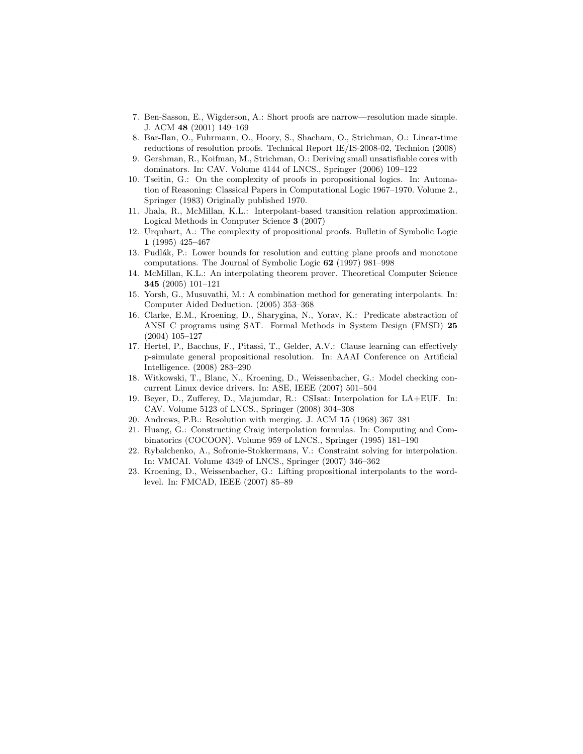7. Ben-Sasson, E., Wigderson, A.: Short proofs are narrow—resolution made simple. J. ACM **48** (2001) 149–169
8. Bar-Ilan, O., Fuhrmann, O., Hoory, S., Shacham, O., Strichman, O.: Linear-time reductions of resolution proofs. Technical Report IE/IS-2008-02, Technion (2008)
9. Gershman, R., Koifman, M., Strichman, O.: Deriving small unsatisfiable cores with dominators. In: CAV. Volume 4144 of LNCS., Springer (2006) 109–122
10. Tseitin, G.: On the complexity of proofs in poropositional logics. In: Automation of Reasoning: Classical Papers in Computational Logic 1967–1970. Volume 2., Springer (1983) Originally published 1970.
11. Jhala, R., McMillan, K.L.: Interpolant-based transition relation approximation. Logical Methods in Computer Science **3** (2007)
12. Urquhart, A.: The complexity of propositional proofs. Bulletin of Symbolic Logic **1** (1995) 425–467
13. Pudlák, P.: Lower bounds for resolution and cutting plane proofs and monotone computations. The Journal of Symbolic Logic **62** (1997) 981–998
14. McMillan, K.L.: An interpolating theorem prover. Theoretical Computer Science **345** (2005) 101–121
15. Yorsh, G., Musuvathi, M.: A combination method for generating interpolants. In: Computer Aided Deduction. (2005) 353–368
16. Clarke, E.M., Kroening, D., Sharygina, N., Yorav, K.: Predicate abstraction of ANSI–C programs using SAT. Formal Methods in System Design (FMSD) **25** (2004) 105–127
17. Hertel, P., Bacchus, F., Pitassi, T., Gelder, A.V.: Clause learning can effectively p-simulate general propositional resolution. In: AAAI Conference on Artificial Intelligence. (2008) 283–290
18. Witkowski, T., Blanc, N., Kroening, D., Weissenbacher, G.: Model checking concurrent Linux device drivers. In: ASE, IEEE (2007) 501–504
19. Beyer, D., Zufferey, D., Majumdar, R.: CSIsat: Interpolation for LA+EUF. In: CAV. Volume 5123 of LNCS., Springer (2008) 304–308
20. Andrews, P.B.: Resolution with merging. J. ACM **15** (1968) 367–381
21. Huang, G.: Constructing Craig interpolation formulas. In: Computing and Combinatorics (COCOON). Volume 959 of LNCS., Springer (1995) 181–190
22. Rybalchenko, A., Sofronie-Stokkermans, V.: Constraint solving for interpolation. In: VMCAI. Volume 4349 of LNCS., Springer (2007) 346–362
23. Kroening, D., Weissenbacher, G.: Lifting propositional interpolants to the word-level. In: FMCAD, IEEE (2007) 85–89